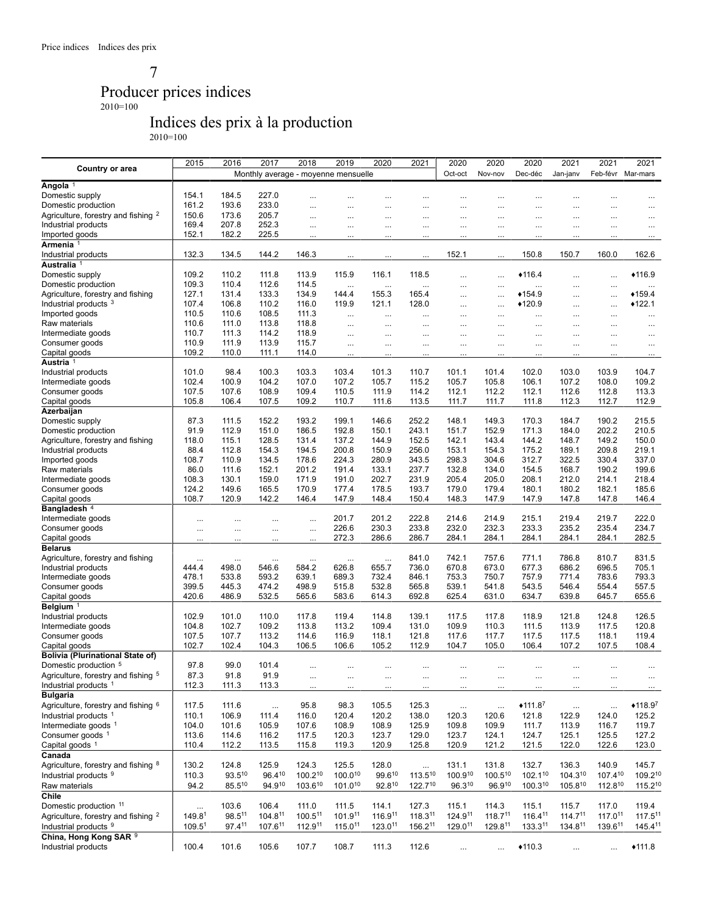# 7

## Producer prices indices

2010=100

## Indices des prix à la production

2010=100

| Country or area | 2015 | 2016 | 2017 | 2018 | 2019 | 2020 | 2021 | 2020 | 2020 | 2020 | 2021 | 2021 | 2021 |
|---|---|---|---|---|---|---|---|---|---|---|---|---|---|
| | Monthly average - moyenne mensuelle | | | | | | | Oct-oct | Nov-nov | Dec-déc | Jan-janv | Feb-févr | Mar-mars |
| **Angola** [1] | | | | | | | | | | | | | |
| Domestic supply | 154.1 | 184.5 | 227.0 | ... | ... | ... | ... | ... | ... | ... | ... | ... | ... |
| Domestic production | 161.2 | 193.6 | 233.0 | ... | ... | ... | ... | ... | ... | ... | ... | ... | ... |
| Agriculture, forestry and fishing [2] | 150.6 | 173.6 | 205.7 | ... | ... | ... | ... | ... | ... | ... | ... | ... | ... |
| Industrial products | 169.4 | 207.8 | 252.3 | ... | ... | ... | ... | ... | ... | ... | ... | ... | ... |
| Imported goods | 152.1 | 182.2 | 225.5 | ... | ... | ... | ... | ... | ... | ... | ... | ... | ... |
| **Armenia** [1] | | | | | | | | | | | | | |
| Industrial products | 132.3 | 134.5 | 144.2 | 146.3 | ... | ... | ... | 152.1 | ... | 150.8 | 150.7 | 160.0 | 162.6 |
| **Australia** [1] | | | | | | | | | | | | | |
| Domestic supply | 109.2 | 110.2 | 111.8 | 113.9 | 115.9 | 116.1 | 118.5 | ... | ... | ♦116.4 | ... | ... | ♦116.9 |
| Domestic production | 109.3 | 110.4 | 112.6 | 114.5 | ... | ... | ... | ... | ... | ... | ... | ... | ... |
| Agriculture, forestry and fishing | 127.1 | 131.4 | 133.3 | 134.9 | 144.4 | 155.3 | 165.4 | ... | ... | ♦154.9 | ... | ... | ♦159.4 |
| Industrial products [3] | 107.4 | 106.8 | 110.2 | 116.0 | 119.9 | 121.1 | 128.0 | ... | ... | ♦120.9 | ... | ... | ♦122.1 |
| Imported goods | 110.5 | 110.6 | 108.5 | 111.3 | ... | ... | ... | ... | ... | ... | ... | ... | ... |
| Raw materials | 110.6 | 111.0 | 113.8 | 118.8 | ... | ... | ... | ... | ... | ... | ... | ... | ... |
| Intermediate goods | 110.7 | 111.3 | 114.2 | 118.9 | ... | ... | ... | ... | ... | ... | ... | ... | ... |
| Consumer goods | 110.9 | 111.9 | 113.9 | 115.7 | ... | ... | ... | ... | ... | ... | ... | ... | ... |
| Capital goods | 109.2 | 110.0 | 111.1 | 114.0 | ... | ... | ... | ... | ... | ... | ... | ... | ... |
| **Austria** [1] | | | | | | | | | | | | | |
| Industrial products | 101.0 | 98.4 | 100.3 | 103.3 | 103.4 | 101.3 | 110.7 | 101.1 | 101.4 | 102.0 | 103.0 | 103.9 | 104.7 |
| Intermediate goods | 102.4 | 100.9 | 104.2 | 107.0 | 107.2 | 105.7 | 115.2 | 105.7 | 105.8 | 106.1 | 107.2 | 108.0 | 109.2 |
| Consumer goods | 107.5 | 107.6 | 108.9 | 109.4 | 110.5 | 111.9 | 114.2 | 112.1 | 112.2 | 112.1 | 112.6 | 112.8 | 113.3 |
| Capital goods | 105.8 | 106.4 | 107.5 | 109.2 | 110.7 | 111.6 | 113.5 | 111.7 | 111.7 | 111.8 | 112.3 | 112.7 | 112.9 |
| **Azerbaijan** | | | | | | | | | | | | | |
| Domestic supply | 87.3 | 111.5 | 152.2 | 193.2 | 199.1 | 146.6 | 252.2 | 148.1 | 149.3 | 170.3 | 184.7 | 190.2 | 215.5 |
| Domestic production | 91.9 | 112.9 | 151.0 | 186.5 | 192.8 | 150.1 | 243.1 | 151.7 | 152.9 | 171.3 | 184.0 | 202.2 | 210.5 |
| Agriculture, forestry and fishing | 118.0 | 115.1 | 128.5 | 131.4 | 137.2 | 144.9 | 152.5 | 142.1 | 143.4 | 144.2 | 148.7 | 149.2 | 150.0 |
| Industrial products | 88.4 | 112.8 | 154.3 | 194.5 | 200.8 | 150.9 | 256.0 | 153.1 | 154.3 | 175.2 | 189.1 | 209.8 | 219.1 |
| Imported goods | 108.7 | 110.9 | 134.5 | 178.6 | 224.3 | 280.9 | 343.5 | 298.3 | 304.6 | 312.7 | 322.5 | 330.4 | 337.0 |
| Raw materials | 86.0 | 111.6 | 152.1 | 201.2 | 191.4 | 133.1 | 237.7 | 132.8 | 134.0 | 154.5 | 168.7 | 190.2 | 199.6 |
| Intermediate goods | 108.3 | 130.1 | 159.0 | 171.9 | 191.0 | 202.7 | 231.9 | 205.4 | 205.0 | 208.1 | 212.0 | 214.1 | 218.4 |
| Consumer goods | 124.2 | 149.6 | 165.5 | 170.9 | 177.4 | 178.5 | 193.7 | 179.0 | 179.4 | 180.1 | 180.2 | 182.1 | 185.6 |
| Capital goods | 108.7 | 120.9 | 142.2 | 146.4 | 147.9 | 148.4 | 150.4 | 148.3 | 147.9 | 147.9 | 147.8 | 147.8 | 146.4 |
| **Bangladesh** [4] | | | | | | | | | | | | | |
| Intermediate goods | ... | ... | ... | ... | 201.7 | 201.2 | 222.8 | 214.6 | 214.9 | 215.1 | 219.4 | 219.7 | 222.0 |
| Consumer goods | ... | ... | ... | ... | 226.6 | 230.3 | 233.8 | 232.0 | 232.3 | 233.3 | 235.2 | 235.4 | 234.7 |
| Capital goods | ... | ... | ... | ... | 272.3 | 286.6 | 286.7 | 284.1 | 284.1 | 284.1 | 284.1 | 284.1 | 282.5 |
| **Belarus** | | | | | | | | | | | | | |
| Agriculture, forestry and fishing | ... | ... | ... | ... | ... | ... | 841.0 | 742.1 | 757.6 | 771.1 | 786.8 | 810.7 | 831.5 |
| Industrial products | 444.4 | 498.0 | 546.6 | 584.2 | 626.8 | 655.7 | 736.0 | 670.8 | 673.0 | 677.3 | 686.2 | 696.5 | 705.1 |
| Intermediate goods | 478.1 | 533.8 | 593.2 | 639.1 | 689.3 | 732.4 | 846.1 | 753.3 | 750.7 | 757.9 | 771.4 | 783.6 | 793.3 |
| Consumer goods | 399.5 | 445.3 | 474.2 | 498.9 | 515.8 | 532.8 | 565.8 | 539.1 | 541.8 | 543.5 | 546.4 | 554.4 | 557.5 |
| Capital goods | 420.6 | 486.9 | 532.5 | 565.6 | 583.6 | 614.3 | 692.8 | 625.4 | 631.0 | 634.7 | 639.8 | 645.7 | 655.6 |
| **Belgium** [1] | | | | | | | | | | | | | |
| Industrial products | 102.9 | 101.0 | 110.0 | 117.8 | 119.4 | 114.8 | 139.1 | 117.5 | 117.8 | 118.9 | 121.8 | 124.8 | 126.5 |
| Intermediate goods | 104.8 | 102.7 | 109.2 | 113.8 | 113.2 | 109.4 | 131.0 | 109.9 | 110.3 | 111.5 | 113.9 | 117.5 | 120.8 |
| Consumer goods | 107.5 | 107.7 | 113.2 | 114.6 | 116.9 | 118.1 | 121.8 | 117.6 | 117.7 | 117.5 | 117.5 | 118.1 | 119.4 |
| Capital goods | 102.7 | 102.4 | 104.3 | 106.5 | 106.6 | 105.2 | 112.9 | 104.7 | 105.0 | 106.4 | 107.2 | 107.5 | 108.4 |
| **Bolivia (Plurinational State of)** | | | | | | | | | | | | | |
| Domestic production [5] | 97.8 | 99.0 | 101.4 | ... | ... | ... | ... | ... | ... | ... | ... | ... | ... |
| Agriculture, forestry and fishing [5] | 87.3 | 91.8 | 91.9 | ... | ... | ... | ... | ... | ... | ... | ... | ... | ... |
| Industrial products [1] | 112.3 | 111.3 | 113.3 | ... | ... | ... | ... | ... | ... | ... | ... | ... | ... |
| **Bulgaria** | | | | | | | | | | | | | |
| Agriculture, forestry and fishing [6] | 117.5 | 111.6 | ... | 95.8 | 98.3 | 105.5 | 125.3 | ... | ... | ♦111.8 [7] | ... | ... | ♦118.9 [7] |
| Industrial products [1] | 110.1 | 106.9 | 111.4 | 116.0 | 120.4 | 120.2 | 138.0 | 120.3 | 120.6 | 121.8 | 122.9 | 124.0 | 125.2 |
| Intermediate goods [1] | 104.0 | 101.6 | 105.9 | 107.6 | 108.9 | 108.9 | 125.9 | 109.8 | 109.9 | 111.7 | 113.9 | 116.7 | 119.7 |
| Consumer goods [1] | 113.6 | 114.6 | 116.2 | 117.5 | 120.3 | 123.7 | 129.0 | 123.7 | 124.1 | 124.7 | 125.1 | 125.5 | 127.2 |
| Capital goods [1] | 110.4 | 112.2 | 113.5 | 115.8 | 119.3 | 120.9 | 125.8 | 120.9 | 121.2 | 121.5 | 122.0 | 122.6 | 123.0 |
| **Canada** | | | | | | | | | | | | | |
| Agriculture, forestry and fishing [8] | 130.2 | 124.8 | 125.9 | 124.3 | 125.5 | 128.0 | ... | 131.1 | 131.8 | 132.7 | 136.3 | 140.9 | 145.7 |
| Industrial products [9] | 110.3 | 93.5 [10] | 96.4 [10] | 100.2 [10] | 100.0 [10] | 99.6 [10] | 113.5 [10] | 100.9 [10] | 100.5 [10] | 102.1 [10] | 104.3 [10] | 107.4 [10] | 109.2 [10] |
| Raw materials | 94.2 | 85.5 [10] | 94.9 [10] | 103.6 [10] | 101.0 [10] | 92.8 [10] | 122.7 [10] | 96.3 [10] | 96.9 [10] | 100.3 [10] | 105.8 [10] | 112.8 [10] | 115.2 [10] |
| **Chile** | | | | | | | | | | | | | |
| Domestic production [11] | ... | 103.6 | 106.4 | 111.0 | 111.5 | 114.1 | 127.3 | 115.1 | 114.3 | 115.1 | 115.7 | 117.0 | 119.4 |
| Agriculture, forestry and fishing [2] | 149.8 [1] | 98.5 [11] | 104.8 [11] | 100.5 [11] | 101.9 [11] | 116.9 [11] | 118.3 [11] | 124.9 [11] | 118.7 [11] | 116.4 [11] | 114.7 [11] | 117.0 [11] | 117.5 [11] |
| Industrial products [9] | 109.5 [1] | 97.4 [11] | 107.6 [11] | 112.9 [11] | 115.0 [11] | 123.0 [11] | 156.2 [11] | 129.0 [11] | 129.8 [11] | 133.3 [11] | 134.8 [11] | 139.6 [11] | 145.4 [11] |
| **China, Hong Kong SAR** [9] | | | | | | | | | | | | | |
| Industrial products | 100.4 | 101.6 | 105.6 | 107.7 | 108.7 | 111.3 | 112.6 | ... | ... | ♦110.3 | ... | ... | ♦111.8 |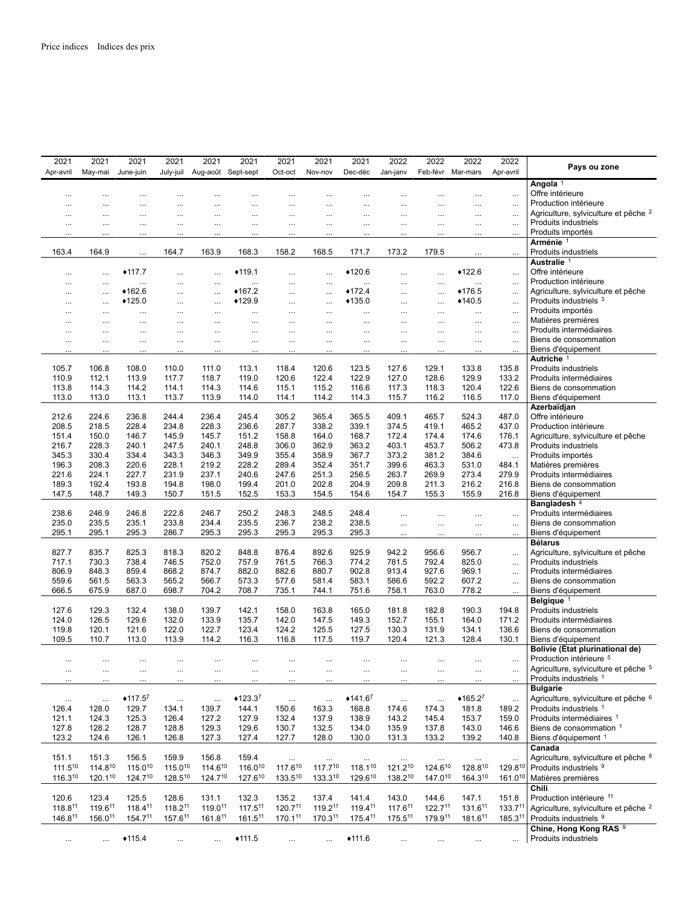Price indices    Indices des prix

| 2021 Apr-avril | 2021 May-mai | 2021 June-juin | 2021 July-juil | 2021 Aug-août | 2021 Sept-sept | 2021 Oct-oct | 2021 Nov-nov | 2021 Dec-déc | 2022 Jan-janv | 2022 Feb-févr | 2022 Mar-mars | 2022 Apr-avril | Pays ou zone |
|---|---|---|---|---|---|---|---|---|---|---|---|---|---|
| | | | | | | | | | | | | | **Angola** [1] |
| ... | ... | ... | ... | ... | ... | ... | ... | ... | ... | ... | ... | ... | Offre intérieure |
| ... | ... | ... | ... | ... | ... | ... | ... | ... | ... | ... | ... | ... | Production intérieure |
| ... | ... | ... | ... | ... | ... | ... | ... | ... | ... | ... | ... | ... | Agriculture, sylviculture et pêche [2] |
| ... | ... | ... | ... | ... | ... | ... | ... | ... | ... | ... | ... | ... | Produits industriels |
| ... | ... | ... | ... | ... | ... | ... | ... | ... | ... | ... | ... | ... | Produits importés |
| | | | | | | | | | | | | | **Arménie** [1] |
| 163.4 | 164.9 | ... | 164.7 | 163.9 | 168.3 | 158.2 | 168.5 | 171.7 | 173.2 | 179.5 | ... | ... | Produits industriels |
| | | | | | | | | | | | | | **Australie** [1] |
| ... | ... | ♦117.7 | ... | ... | ♦119.1 | ... | ... | ♦120.6 | ... | ... | ♦122.6 | ... | Offre intérieure |
| ... | ... | ... | ... | ... | ... | ... | ... | ... | ... | ... | ... | ... | Production intérieure |
| ... | ... | ♦162.6 | ... | ... | ♦167.2 | ... | ... | ♦172.4 | ... | ... | ♦176.5 | ... | Agriculture, sylviculture et pêche |
| ... | ... | ♦125.0 | ... | ... | ♦129.9 | ... | ... | ♦135.0 | ... | ... | ♦140.5 | ... | Produits industriels [3] |
| ... | ... | ... | ... | ... | ... | ... | ... | ... | ... | ... | ... | ... | Produits importés |
| ... | ... | ... | ... | ... | ... | ... | ... | ... | ... | ... | ... | ... | Matières premières |
| ... | ... | ... | ... | ... | ... | ... | ... | ... | ... | ... | ... | ... | Produits intermédiaires |
| ... | ... | ... | ... | ... | ... | ... | ... | ... | ... | ... | ... | ... | Biens de consommation |
| ... | ... | ... | ... | ... | ... | ... | ... | ... | ... | ... | ... | ... | Biens d'équipement |
| | | | | | | | | | | | | | **Autriche** [1] |
| 105.7 | 106.8 | 108.0 | 110.0 | 111.0 | 113.1 | 118.4 | 120.6 | 123.5 | 127.6 | 129.1 | 133.8 | 135.8 | Produits industriels |
| 110.9 | 112.1 | 113.9 | 117.7 | 118.7 | 119.0 | 120.6 | 122.4 | 122.9 | 127.0 | 128.6 | 129.9 | 133.2 | Produits intermédiaires |
| 113.8 | 114.3 | 114.2 | 114.1 | 114.3 | 114.6 | 115.1 | 115.2 | 116.6 | 117.3 | 118.3 | 120.4 | 122.6 | Biens de consommation |
| 113.0 | 113.0 | 113.1 | 113.7 | 113.9 | 114.0 | 114.1 | 114.2 | 114.3 | 115.7 | 116.2 | 116.5 | 117.0 | Biens d'équipement |
| | | | | | | | | | | | | | **Azerbaïdjan** |
| 212.6 | 224.6 | 236.8 | 244.4 | 236.4 | 245.4 | 305.2 | 365.4 | 365.5 | 409.1 | 465.7 | 524.3 | 487.0 | Offre intérieure |
| 208.5 | 218.5 | 228.4 | 234.8 | 228.3 | 236.6 | 287.7 | 338.2 | 339.1 | 374.5 | 419.1 | 465.2 | 437.0 | Production intérieure |
| 151.4 | 150.0 | 146.7 | 145.9 | 145.7 | 151.2 | 158.8 | 164.0 | 168.7 | 172.4 | 174.4 | 174.6 | 176.1 | Agriculture, sylviculture et pêche |
| 216.7 | 228.3 | 240.1 | 247.5 | 240.1 | 248.8 | 306.0 | 362.9 | 363.2 | 403.1 | 453.7 | 506.2 | 473.8 | Produits industriels |
| 345.3 | 330.4 | 334.4 | 343.3 | 346.3 | 349.9 | 355.4 | 358.9 | 367.7 | 373.2 | 381.2 | 384.6 | ... | Produits importés |
| 196.3 | 208.3 | 220.6 | 228.1 | 219.2 | 228.2 | 289.4 | 352.4 | 351.7 | 399.6 | 463.2 | 531.0 | 484.1 | Matières premières |
| 221.6 | 224.1 | 227.7 | 231.9 | 237.1 | 240.6 | 247.6 | 251.3 | 256.5 | 263.7 | 269.9 | 273.4 | 279.9 | Produits intermédiaires |
| 189.3 | 192.4 | 193.8 | 194.8 | 198.0 | 199.4 | 201.0 | 202.8 | 204.9 | 209.8 | 211.3 | 216.2 | 216.8 | Biens de consommation |
| 147.5 | 148.7 | 149.3 | 150.7 | 151.5 | 152.5 | 153.3 | 154.5 | 154.6 | 154.7 | 155.3 | 155.9 | 216.8 | Biens d'équipement |
| | | | | | | | | | | | | | **Bangladesh** [4] |
| 238.6 | 246.9 | 246.8 | 222.8 | 246.7 | 250.2 | 248.3 | 248.5 | 248.4 | ... | ... | ... | ... | Produits intermédiaires |
| 235.0 | 235.5 | 235.1 | 233.8 | 234.4 | 235.5 | 236.7 | 238.2 | 238.5 | ... | ... | ... | ... | Biens de consommation |
| 295.1 | 295.1 | 295.3 | 286.7 | 295.3 | 295.3 | 295.3 | 295.3 | 295.3 | ... | ... | ... | ... | Biens d'équipement |
| | | | | | | | | | | | | | **Bélarus** |
| 827.7 | 835.7 | 825.3 | 818.3 | 820.2 | 848.8 | 876.4 | 892.6 | 925.9 | 942.2 | 956.6 | 956.7 | ... | Agriculture, sylviculture et pêche |
| 717.1 | 730.3 | 738.4 | 746.5 | 752.0 | 757.9 | 761.5 | 766.3 | 774.2 | 781.5 | 792.4 | 825.0 | ... | Produits industriels |
| 806.9 | 848.3 | 859.4 | 868.2 | 874.7 | 882.0 | 882.6 | 880.7 | 902.8 | 913.4 | 927.6 | 969.1 | ... | Produits intermédiaires |
| 559.6 | 561.5 | 563.3 | 565.2 | 566.7 | 573.3 | 577.6 | 581.4 | 583.1 | 586.6 | 592.2 | 607.2 | ... | Biens de consommation |
| 666.5 | 675.9 | 687.0 | 698.7 | 704.2 | 708.7 | 735.1 | 744.1 | 751.6 | 758.1 | 763.0 | 778.2 | ... | Biens d'équipement |
| | | | | | | | | | | | | | **Belgique** [1] |
| 127.6 | 129.3 | 132.4 | 138.0 | 139.7 | 142.1 | 158.0 | 163.8 | 165.0 | 181.8 | 182.8 | 190.3 | 194.8 | Produits industriels |
| 124.0 | 126.5 | 129.6 | 132.0 | 133.9 | 135.7 | 142.0 | 147.5 | 149.3 | 152.7 | 155.1 | 164.0 | 171.2 | Produits intermédiaires |
| 119.8 | 120.1 | 121.6 | 122.0 | 122.7 | 123.4 | 124.2 | 125.5 | 127.5 | 130.3 | 131.9 | 134.1 | 136.6 | Biens de consommation |
| 109.5 | 110.7 | 113.0 | 113.9 | 114.2 | 116.3 | 116.8 | 117.5 | 119.7 | 120.4 | 121.3 | 128.4 | 130.1 | Biens d'équipement |
| | | | | | | | | | | | | | **Bolivie (État plurinational de)** |
| ... | ... | ... | ... | ... | ... | ... | ... | ... | ... | ... | ... | ... | Production intérieure [5] |
| ... | ... | ... | ... | ... | ... | ... | ... | ... | ... | ... | ... | ... | Agriculture, sylviculture et pêche [5] |
| ... | ... | ... | ... | ... | ... | ... | ... | ... | ... | ... | ... | ... | Produits industriels [1] |
| | | | | | | | | | | | | | **Bulgarie** |
| ... | ... | ♦117.5[7] | ... | ... | ♦123.3[7] | ... | ... | ♦141.6[7] | ... | ... | ♦165.2[7] | ... | Agriculture, sylviculture et pêche [6] |
| 126.4 | 128.0 | 129.7 | 134.1 | 139.7 | 144.1 | 150.6 | 163.3 | 168.8 | 174.6 | 174.3 | 181.8 | 189.2 | Produits industriels [1] |
| 121.1 | 124.3 | 125.3 | 126.4 | 127.2 | 127.9 | 132.4 | 137.9 | 138.9 | 143.2 | 145.4 | 153.7 | 159.0 | Produits intermédiaires [1] |
| 127.8 | 128.2 | 128.7 | 128.8 | 129.3 | 129.6 | 130.7 | 132.5 | 134.0 | 135.9 | 137.8 | 143.0 | 146.6 | Biens de consommation [1] |
| 123.2 | 124.6 | 126.1 | 126.8 | 127.3 | 127.4 | 127.7 | 128.0 | 130.0 | 131.3 | 133.2 | 139.2 | 140.8 | Biens d'équipement [1] |
| | | | | | | | | | | | | | **Canada** |
| 151.1 | 151.3 | 156.5 | 159.9 | 156.8 | 159.4 | ... | ... | ... | ... | ... | ... | ... | Agriculture, sylviculture et pêche [8] |
| 111.5[10] | 114.8[10] | 115.0[10] | 115.0[10] | 114.6[10] | 116.0[10] | 117.6[10] | 117.7[10] | 118.1[10] | 121.2[10] | 124.6[10] | 128.8[10] | 129.8[10] | Produits industriels [9] |
| 116.3[10] | 120.1[10] | 124.7[10] | 128.5[10] | 124.7[10] | 127.6[10] | 133.5[10] | 133.3[10] | 129.6[10] | 138.2[10] | 147.0[10] | 164.3[10] | 161.0[10] | Matières premières |
| | | | | | | | | | | | | | **Chili** |
| 120.6 | 123.4 | 125.5 | 128.6 | 131.1 | 132.3 | 135.2 | 137.4 | 141.4 | 143.0 | 144.6 | 147.1 | 151.8 | Production intérieure [11] |
| 118.8[11] | 119.6[11] | 118.4[11] | 118.2[11] | 119.0[11] | 117.5[11] | 120.7[11] | 119.2[11] | 119.4[11] | 117.6[11] | 122.7[11] | 131.6[11] | 133.7[11] | Agriculture, sylviculture et pêche [2] |
| 146.8[11] | 156.0[11] | 154.7[11] | 157.6[11] | 161.8[11] | 161.5[11] | 170.1[11] | 170.3[11] | 175.4[11] | 175.5[11] | 179.9[11] | 181.6[11] | 185.3[11] | Produits industriels [9] |
| | | | | | | | | | | | | | **Chine, Hong Kong RAS** [9] |
| ... | ... | ♦115.4 | ... | ... | ♦111.5 | ... | ... | ♦111.6 | ... | ... | ... | ... | Produits industriels |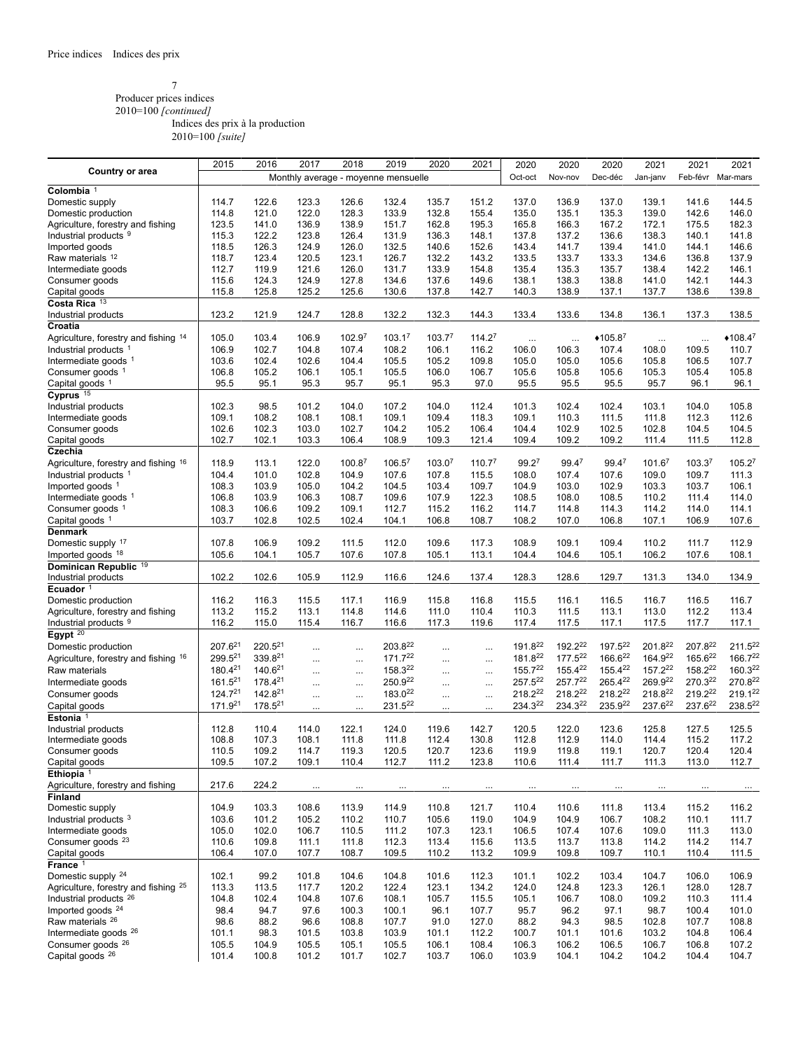7

Producer prices indices
2010=100 *[continued]*

Indices des prix à la production
2010=100 *[suite]*

| Country or area | 2015 | 2016 | 2017 | 2018 | 2019 | 2020 | 2021 | 2020 | 2020 | 2020 | 2021 | 2021 | 2021 |
|---|---|---|---|---|---|---|---|---|---|---|---|---|---|
| | Monthly average - moyenne mensuelle | | | | | | | Oct-oct | Nov-nov | Dec-déc | Jan-janv | Feb-févr | Mar-mars |
| **Colombia** [1] | | | | | | | | | | | | | |
| Domestic supply | 114.7 | 122.6 | 123.3 | 126.6 | 132.4 | 135.7 | 151.2 | 137.0 | 136.9 | 137.0 | 139.1 | 141.6 | 144.5 |
| Domestic production | 114.8 | 121.0 | 122.0 | 128.3 | 133.9 | 132.8 | 155.4 | 135.0 | 135.1 | 135.3 | 139.0 | 142.6 | 146.0 |
| Agriculture, forestry and fishing | 123.5 | 141.0 | 136.9 | 138.9 | 151.7 | 162.8 | 195.3 | 165.8 | 166.3 | 167.2 | 172.1 | 175.5 | 182.3 |
| Industrial products [9] | 115.3 | 122.2 | 123.8 | 126.4 | 131.9 | 136.3 | 148.1 | 137.8 | 137.2 | 136.6 | 138.3 | 140.1 | 141.8 |
| Imported goods | 118.5 | 126.3 | 124.9 | 126.0 | 132.5 | 140.6 | 152.6 | 143.4 | 141.7 | 139.4 | 141.0 | 144.1 | 146.6 |
| Raw materials [12] | 118.7 | 123.4 | 120.5 | 123.1 | 126.7 | 132.2 | 143.2 | 133.5 | 133.7 | 133.3 | 134.6 | 136.8 | 137.9 |
| Intermediate goods | 112.7 | 119.9 | 121.6 | 126.0 | 131.7 | 133.9 | 154.8 | 135.4 | 135.3 | 135.7 | 138.4 | 142.2 | 146.1 |
| Consumer goods | 115.6 | 124.3 | 124.9 | 127.8 | 134.6 | 137.6 | 149.6 | 138.1 | 138.3 | 138.8 | 141.0 | 142.1 | 144.3 |
| Capital goods | 115.8 | 125.8 | 125.2 | 125.6 | 130.6 | 137.8 | 142.7 | 140.3 | 138.9 | 137.1 | 137.7 | 138.6 | 139.8 |
| **Costa Rica** [13] | | | | | | | | | | | | | |
| Industrial products | 123.2 | 121.9 | 124.7 | 128.8 | 132.2 | 132.3 | 144.3 | 133.4 | 133.6 | 134.8 | 136.1 | 137.3 | 138.5 |
| **Croatia** | | | | | | | | | | | | | |
| Agriculture, forestry and fishing [14] | 105.0 | 103.4 | 106.9 | 102.9[7] | 103.1[7] | 103.7[7] | 114.2[7] | ... | ... | ♦105.8[7] | ... | ... | ♦108.4[7] |
| Industrial products [1] | 106.9 | 102.7 | 104.8 | 107.4 | 108.2 | 106.1 | 116.2 | 106.0 | 106.3 | 107.4 | 108.0 | 109.5 | 110.7 |
| Intermediate goods [1] | 103.6 | 102.4 | 102.6 | 104.4 | 105.5 | 105.2 | 109.8 | 105.0 | 105.0 | 105.6 | 105.8 | 106.5 | 107.7 |
| Consumer goods [1] | 106.8 | 105.2 | 106.1 | 105.1 | 105.5 | 106.0 | 106.7 | 105.6 | 105.8 | 105.6 | 105.3 | 105.4 | 105.8 |
| Capital goods [1] | 95.5 | 95.1 | 95.3 | 95.7 | 95.1 | 95.3 | 97.0 | 95.5 | 95.5 | 95.5 | 95.7 | 96.1 | 96.1 |
| **Cyprus** [15] | | | | | | | | | | | | | |
| Industrial products | 102.3 | 98.5 | 101.2 | 104.0 | 107.2 | 104.0 | 112.4 | 101.3 | 102.4 | 102.4 | 103.1 | 104.0 | 105.8 |
| Intermediate goods | 109.1 | 108.2 | 108.1 | 108.1 | 109.1 | 109.4 | 118.3 | 109.1 | 110.3 | 111.5 | 111.8 | 112.3 | 112.6 |
| Consumer goods | 102.6 | 102.3 | 103.0 | 102.7 | 104.2 | 105.2 | 106.4 | 104.4 | 102.9 | 102.5 | 102.8 | 104.5 | 104.5 |
| Capital goods | 102.7 | 102.1 | 103.3 | 106.4 | 108.9 | 109.3 | 121.4 | 109.4 | 109.2 | 109.2 | 111.4 | 111.5 | 112.8 |
| **Czechia** | | | | | | | | | | | | | |
| Agriculture, forestry and fishing [16] | 118.9 | 113.1 | 122.0 | 100.8[7] | 106.5[7] | 103.0[7] | 110.7[7] | 99.2[7] | 99.4[7] | 99.4[7] | 101.6[7] | 103.3[7] | 105.2[7] |
| Industrial products [1] | 104.4 | 101.0 | 102.8 | 104.9 | 107.6 | 107.8 | 115.5 | 108.0 | 107.4 | 107.6 | 109.0 | 109.7 | 111.3 |
| Imported goods [1] | 108.3 | 103.9 | 105.0 | 104.2 | 104.5 | 103.4 | 109.7 | 104.9 | 103.0 | 102.9 | 103.3 | 103.7 | 106.1 |
| Intermediate goods [1] | 106.8 | 103.9 | 106.3 | 108.7 | 109.6 | 107.9 | 122.3 | 108.5 | 108.0 | 108.5 | 110.2 | 111.4 | 114.0 |
| Consumer goods [1] | 108.3 | 106.6 | 109.2 | 109.1 | 112.7 | 115.2 | 116.2 | 114.7 | 114.8 | 114.3 | 114.2 | 114.0 | 114.1 |
| Capital goods [1] | 103.7 | 102.8 | 102.5 | 102.4 | 104.1 | 106.8 | 108.7 | 108.2 | 107.0 | 106.8 | 107.1 | 106.9 | 107.6 |
| **Denmark** | | | | | | | | | | | | | |
| Domestic supply [17] | 107.8 | 106.9 | 109.2 | 111.5 | 112.0 | 109.6 | 117.3 | 108.9 | 109.1 | 109.4 | 110.2 | 111.7 | 112.9 |
| Imported goods [18] | 105.6 | 104.1 | 105.7 | 107.6 | 107.8 | 105.1 | 113.1 | 104.4 | 104.6 | 105.1 | 106.2 | 107.6 | 108.1 |
| **Dominican Republic** [19] | | | | | | | | | | | | | |
| Industrial products | 102.2 | 102.6 | 105.9 | 112.9 | 116.6 | 124.6 | 137.4 | 128.3 | 128.6 | 129.7 | 131.3 | 134.0 | 134.9 |
| **Ecuador** [1] | | | | | | | | | | | | | |
| Domestic production | 116.2 | 116.3 | 115.5 | 117.1 | 116.9 | 115.8 | 116.8 | 115.5 | 116.1 | 116.5 | 116.7 | 116.5 | 116.7 |
| Agriculture, forestry and fishing | 113.2 | 115.2 | 113.1 | 114.8 | 114.6 | 111.0 | 110.4 | 110.3 | 111.5 | 113.1 | 113.0 | 112.2 | 113.4 |
| Industrial products [9] | 116.2 | 115.0 | 115.4 | 116.7 | 116.6 | 117.3 | 119.6 | 117.4 | 117.5 | 117.1 | 117.5 | 117.7 | 117.1 |
| **Egypt** [20] | | | | | | | | | | | | | |
| Domestic production | 207.6[21] | 220.5[21] | ... | ... | 203.8[22] | ... | ... | 191.8[22] | 192.2[22] | 197.5[22] | 201.8[22] | 207.8[22] | 211.5[22] |
| Agriculture, forestry and fishing [16] | 299.5[21] | 339.8[21] | ... | ... | 171.7[22] | ... | ... | 181.8[22] | 177.5[22] | 166.6[22] | 164.9[22] | 165.6[22] | 166.7[22] |
| Raw materials | 180.4[21] | 140.6[21] | ... | ... | 158.3[22] | ... | ... | 155.7[22] | 155.4[22] | 155.4[22] | 157.2[22] | 158.2[22] | 160.3[22] |
| Intermediate goods | 161.5[21] | 178.4[21] | ... | ... | 250.9[22] | ... | ... | 257.5[22] | 257.7[22] | 265.4[22] | 269.9[22] | 270.3[22] | 270.8[22] |
| Consumer goods | 124.7[21] | 142.8[21] | ... | ... | 183.0[22] | ... | ... | 218.2[22] | 218.2[22] | 218.2[22] | 218.8[22] | 219.2[22] | 219.1[22] |
| Capital goods | 171.9[21] | 178.5[21] | ... | ... | 231.5[22] | ... | ... | 234.3[22] | 234.3[22] | 235.9[22] | 237.6[22] | 237.6[22] | 238.5[22] |
| **Estonia** [1] | | | | | | | | | | | | | |
| Industrial products | 112.8 | 110.4 | 114.0 | 122.1 | 124.0 | 119.6 | 142.7 | 120.5 | 122.0 | 123.6 | 125.8 | 127.5 | 125.5 |
| Intermediate goods | 108.8 | 107.3 | 108.1 | 111.8 | 111.8 | 112.4 | 130.8 | 112.8 | 112.9 | 114.0 | 114.4 | 115.2 | 117.2 |
| Consumer goods | 110.5 | 109.2 | 114.7 | 119.3 | 120.5 | 120.7 | 123.6 | 119.9 | 119.8 | 119.1 | 120.7 | 120.4 | 120.4 |
| Capital goods | 109.5 | 107.2 | 109.1 | 110.4 | 112.7 | 111.2 | 123.8 | 110.6 | 111.4 | 111.7 | 111.3 | 113.0 | 112.7 |
| **Ethiopia** [1] | | | | | | | | | | | | | |
| Agriculture, forestry and fishing | 217.6 | 224.2 | ... | ... | ... | ... | ... | ... | ... | ... | ... | ... | ... |
| **Finland** | | | | | | | | | | | | | |
| Domestic supply | 104.9 | 103.3 | 108.6 | 113.9 | 114.9 | 110.8 | 121.7 | 110.4 | 110.6 | 111.8 | 113.4 | 115.2 | 116.2 |
| Industrial products [3] | 103.6 | 101.2 | 105.2 | 110.2 | 110.7 | 105.6 | 119.0 | 104.9 | 104.9 | 106.7 | 108.2 | 110.1 | 111.7 |
| Intermediate goods | 105.0 | 102.0 | 106.7 | 110.5 | 111.2 | 107.3 | 123.1 | 106.5 | 107.4 | 107.6 | 109.0 | 111.3 | 113.0 |
| Consumer goods [23] | 110.6 | 109.8 | 111.1 | 111.8 | 112.3 | 113.4 | 115.6 | 113.5 | 113.7 | 113.8 | 114.2 | 114.2 | 114.7 |
| Capital goods | 106.4 | 107.0 | 107.7 | 108.7 | 109.5 | 110.2 | 113.2 | 109.9 | 109.8 | 109.7 | 110.1 | 110.4 | 111.5 |
| **France** [1] | | | | | | | | | | | | | |
| Domestic supply [24] | 102.1 | 99.2 | 101.8 | 104.6 | 104.8 | 101.6 | 112.3 | 101.1 | 102.2 | 103.4 | 104.7 | 106.0 | 106.9 |
| Agriculture, forestry and fishing [25] | 113.3 | 113.5 | 117.7 | 120.2 | 122.4 | 123.1 | 134.2 | 124.0 | 124.8 | 123.3 | 126.1 | 128.0 | 128.7 |
| Industrial products [26] | 104.8 | 102.4 | 104.8 | 107.6 | 108.1 | 105.7 | 115.5 | 105.1 | 106.7 | 108.0 | 109.2 | 110.3 | 111.4 |
| Imported goods [24] | 98.4 | 94.7 | 97.6 | 100.3 | 100.1 | 96.1 | 107.7 | 95.7 | 96.2 | 97.1 | 98.7 | 100.4 | 101.0 |
| Raw materials [26] | 98.6 | 88.2 | 96.6 | 108.8 | 107.7 | 91.0 | 127.0 | 88.2 | 94.3 | 98.5 | 102.8 | 107.7 | 108.8 |
| Intermediate goods [26] | 101.1 | 98.3 | 101.5 | 103.8 | 103.9 | 101.1 | 112.2 | 100.7 | 101.1 | 101.6 | 103.2 | 104.8 | 106.4 |
| Consumer goods [26] | 105.5 | 104.9 | 105.5 | 105.1 | 105.5 | 106.1 | 108.4 | 106.3 | 106.2 | 106.5 | 106.7 | 106.8 | 107.2 |
| Capital goods [26] | 101.4 | 100.8 | 101.2 | 101.7 | 102.7 | 103.7 | 106.0 | 103.9 | 104.1 | 104.2 | 104.2 | 104.4 | 104.7 |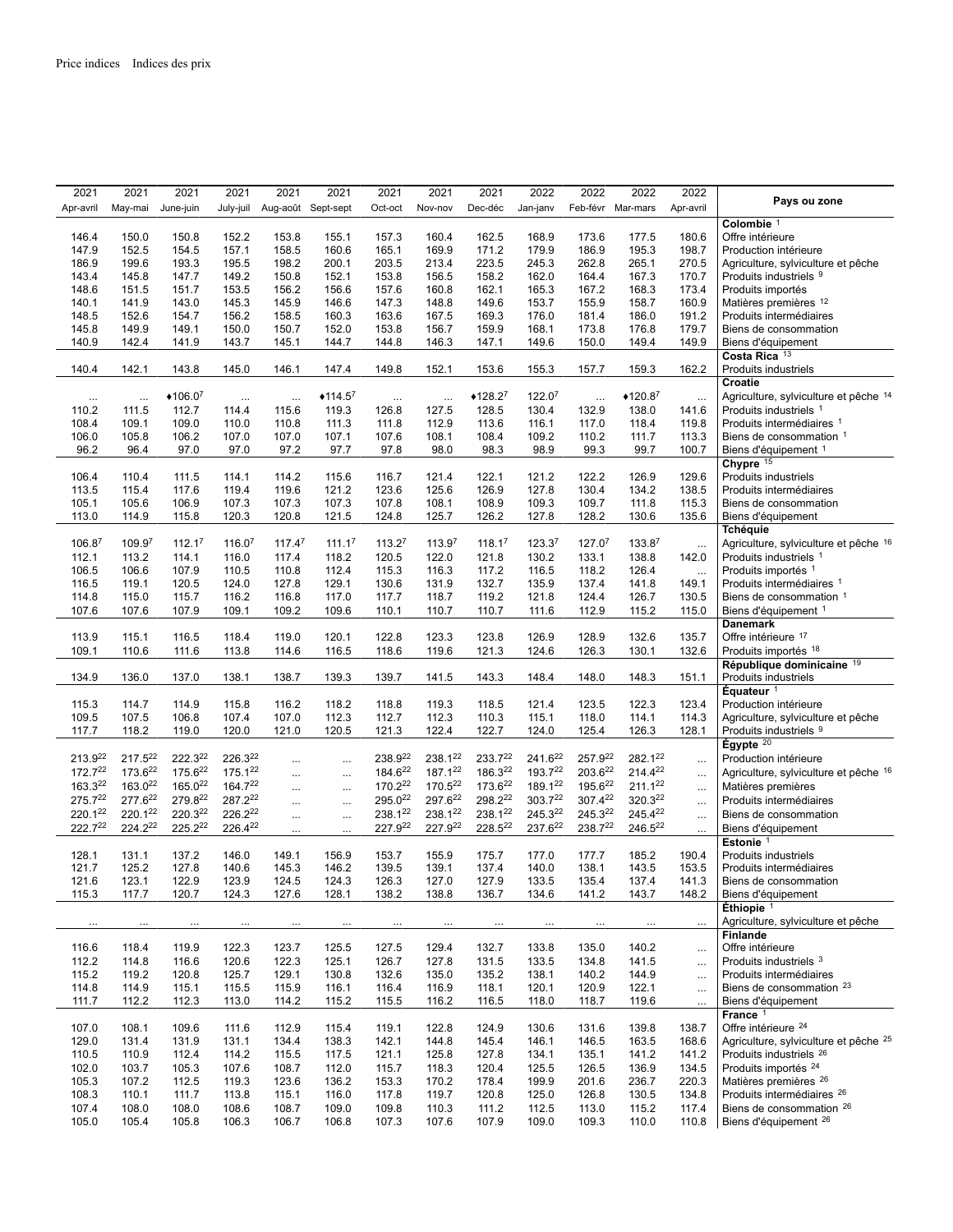Price indices Indices des prix

| 2021 Apr-avril | 2021 May-mai | 2021 June-juin | 2021 July-juil | 2021 Aug-août | 2021 Sept-sept | 2021 Oct-oct | 2021 Nov-nov | 2021 Dec-déc | 2022 Jan-janv | 2022 Feb-févr | 2022 Mar-mars | 2022 Apr-avril | Pays ou zone |
|---|---|---|---|---|---|---|---|---|---|---|---|---|---|
| | | | | | | | | | | | | | **Colombie** [1] |
| 146.4 | 150.0 | 150.8 | 152.2 | 153.8 | 155.1 | 157.3 | 160.4 | 162.5 | 168.9 | 173.6 | 177.5 | 180.6 | Offre intérieure |
| 147.9 | 152.5 | 154.5 | 157.1 | 158.5 | 160.6 | 165.1 | 169.9 | 171.2 | 179.9 | 186.9 | 195.3 | 198.7 | Production intérieure |
| 186.9 | 199.6 | 193.3 | 195.5 | 198.2 | 200.1 | 203.5 | 213.4 | 223.5 | 245.3 | 262.8 | 265.1 | 270.5 | Agriculture, sylviculture et pêche |
| 143.4 | 145.8 | 147.7 | 149.2 | 150.8 | 152.1 | 153.8 | 156.5 | 158.2 | 162.0 | 164.4 | 167.3 | 170.7 | Produits industriels [9] |
| 148.6 | 151.5 | 151.7 | 153.5 | 156.2 | 156.6 | 157.6 | 160.8 | 162.1 | 165.3 | 167.2 | 168.3 | 173.4 | Produits importés |
| 140.1 | 141.9 | 143.0 | 145.3 | 145.9 | 146.6 | 147.3 | 148.8 | 149.6 | 153.7 | 155.9 | 158.7 | 160.9 | Matières premières [12] |
| 148.5 | 152.6 | 154.7 | 156.2 | 158.5 | 160.3 | 163.6 | 167.5 | 169.3 | 176.0 | 181.4 | 186.0 | 191.2 | Produits intermédiaires |
| 145.8 | 149.9 | 149.1 | 150.0 | 150.7 | 152.0 | 153.8 | 156.7 | 159.9 | 168.1 | 173.8 | 176.8 | 179.7 | Biens de consommation |
| 140.9 | 142.4 | 141.9 | 143.7 | 145.1 | 144.7 | 144.8 | 146.3 | 147.1 | 149.6 | 150.0 | 149.4 | 149.9 | Biens d'équipement |
| | | | | | | | | | | | | | **Costa Rica** [13] |
| 140.4 | 142.1 | 143.8 | 145.0 | 146.1 | 147.4 | 149.8 | 152.1 | 153.6 | 155.3 | 157.7 | 159.3 | 162.2 | Produits industriels |
| | | | | | | | | | | | | | **Croatie** |
| ... | ... | ♦106.0[7] | ... | ... | ♦114.5[7] | ... | ... | ♦128.2[7] | 122.0[7] | ... | ♦120.8[7] | ... | Agriculture, sylviculture et pêche [14] |
| 110.2 | 111.5 | 112.7 | 114.4 | 115.6 | 119.3 | 126.8 | 127.5 | 128.5 | 130.4 | 132.9 | 138.0 | 141.6 | Produits industriels [1] |
| 108.4 | 109.1 | 109.0 | 110.0 | 110.8 | 111.3 | 111.8 | 112.9 | 113.6 | 116.1 | 117.0 | 118.4 | 119.8 | Produits intermédiaires [1] |
| 106.0 | 105.8 | 106.2 | 107.0 | 107.0 | 107.1 | 107.6 | 108.1 | 108.4 | 109.2 | 110.2 | 111.7 | 113.3 | Biens de consommation [1] |
| 96.2 | 96.4 | 97.0 | 97.0 | 97.2 | 97.7 | 97.8 | 98.0 | 98.3 | 98.9 | 99.3 | 99.7 | 100.7 | Biens d'équipement [1] |
| | | | | | | | | | | | | | **Chypre** [15] |
| 106.4 | 110.4 | 111.5 | 114.1 | 114.2 | 115.6 | 116.7 | 121.4 | 122.1 | 121.2 | 122.2 | 126.9 | 129.6 | Produits industriels |
| 113.5 | 115.4 | 117.6 | 119.4 | 119.6 | 121.2 | 123.6 | 125.6 | 126.9 | 127.8 | 130.4 | 134.2 | 138.5 | Produits intermédiaires |
| 105.1 | 105.6 | 106.9 | 107.3 | 107.3 | 107.3 | 107.8 | 108.1 | 108.9 | 109.3 | 109.7 | 111.8 | 115.3 | Biens de consommation |
| 113.0 | 114.9 | 115.8 | 120.3 | 120.8 | 121.5 | 124.8 | 125.7 | 126.2 | 127.8 | 128.2 | 130.6 | 135.6 | Biens d'équipement |
| | | | | | | | | | | | | | **Tchéquie** |
| 106.8[7] | 109.9[7] | 112.1[7] | 116.0[7] | 117.4[7] | 111.1[7] | 113.2[7] | 113.9[7] | 118.1[7] | 123.3[7] | 127.0[7] | 133.8[7] | ... | Agriculture, sylviculture et pêche [16] |
| 112.1 | 113.2 | 114.1 | 116.0 | 117.4 | 118.2 | 120.5 | 122.0 | 121.8 | 130.2 | 133.1 | 138.8 | 142.0 | Produits industriels [1] |
| 106.5 | 106.6 | 107.9 | 110.5 | 110.8 | 112.4 | 115.3 | 116.3 | 117.2 | 116.5 | 118.2 | 126.4 | ... | Produits importés [1] |
| 116.5 | 119.1 | 120.5 | 124.0 | 127.8 | 129.1 | 130.6 | 131.9 | 132.7 | 135.9 | 137.4 | 141.8 | 149.1 | Produits intermédiaires [1] |
| 114.8 | 115.0 | 115.7 | 116.2 | 116.8 | 117.0 | 117.7 | 118.7 | 119.2 | 121.8 | 124.4 | 126.7 | 130.5 | Biens de consommation [1] |
| 107.6 | 107.6 | 107.9 | 109.1 | 109.2 | 109.6 | 110.1 | 110.7 | 110.7 | 111.6 | 112.9 | 115.2 | 115.0 | Biens d'équipement [1] |
| | | | | | | | | | | | | | **Danemark** |
| 113.9 | 115.1 | 116.5 | 118.4 | 119.0 | 120.1 | 122.8 | 123.3 | 123.8 | 126.9 | 128.9 | 132.6 | 135.7 | Offre intérieure [17] |
| 109.1 | 110.6 | 111.6 | 113.8 | 114.6 | 116.5 | 118.6 | 119.6 | 121.3 | 124.6 | 126.3 | 130.1 | 132.6 | Produits importés [18] |
| | | | | | | | | | | | | | **République dominicaine** [19] |
| 134.9 | 136.0 | 137.0 | 138.1 | 138.7 | 139.3 | 139.7 | 141.5 | 143.3 | 148.4 | 148.0 | 148.3 | 151.1 | Produits industriels |
| | | | | | | | | | | | | | **Équateur** [1] |
| 115.3 | 114.7 | 114.9 | 115.8 | 116.2 | 118.2 | 118.8 | 119.3 | 118.5 | 121.4 | 123.5 | 122.3 | 123.4 | Production intérieure |
| 109.5 | 107.5 | 106.8 | 107.4 | 107.0 | 112.3 | 112.7 | 112.3 | 110.3 | 115.1 | 118.0 | 114.1 | 114.3 | Agriculture, sylviculture et pêche |
| 117.7 | 118.2 | 119.0 | 120.0 | 121.0 | 120.5 | 121.3 | 122.4 | 122.7 | 124.0 | 125.4 | 126.3 | 128.1 | Produits industriels [9] |
| | | | | | | | | | | | | | **Égypte** [20] |
| 213.9[22] | 217.5[22] | 222.3[22] | 226.3[22] | ... | ... | 238.9[22] | 238.1[22] | 233.7[22] | 241.6[22] | 257.9[22] | 282.1[22] | ... | Production intérieure |
| 172.7[22] | 173.6[22] | 175.6[22] | 175.1[22] | ... | ... | 184.6[22] | 187.1[22] | 186.3[22] | 193.7[22] | 203.6[22] | 214.4[22] | ... | Agriculture, sylviculture et pêche [16] |
| 163.3[22] | 163.0[22] | 165.0[22] | 164.7[22] | ... | ... | 170.2[22] | 170.5[22] | 173.6[22] | 189.1[22] | 195.6[22] | 211.1[22] | ... | Matières premières |
| 275.7[22] | 277.6[22] | 279.8[22] | 287.2[22] | ... | ... | 295.0[22] | 297.6[22] | 298.2[22] | 303.7[22] | 307.4[22] | 320.3[22] | ... | Produits intermédiaires |
| 220.1[22] | 220.1[22] | 220.3[22] | 226.2[22] | ... | ... | 238.1[22] | 238.1[22] | 238.1[22] | 245.3[22] | 245.3[22] | 245.4[22] | ... | Biens de consommation |
| 222.7[22] | 224.2[22] | 225.2[22] | 226.4[22] | ... | ... | 227.9[22] | 227.9[22] | 228.5[22] | 237.6[22] | 238.7[22] | 246.5[22] | ... | Biens d'équipement |
| | | | | | | | | | | | | | **Estonie** [1] |
| 128.1 | 131.1 | 137.2 | 146.0 | 149.1 | 156.9 | 153.7 | 155.9 | 175.7 | 177.0 | 177.7 | 185.2 | 190.4 | Produits industriels |
| 121.7 | 125.2 | 127.8 | 140.6 | 145.3 | 146.2 | 139.5 | 139.1 | 137.4 | 140.0 | 138.1 | 143.5 | 153.5 | Produits intermédiaires |
| 121.6 | 123.1 | 122.9 | 123.9 | 124.5 | 124.3 | 126.3 | 127.0 | 127.9 | 133.5 | 135.4 | 137.4 | 141.3 | Biens de consommation |
| 115.3 | 117.7 | 120.7 | 124.3 | 127.6 | 128.1 | 138.2 | 138.8 | 136.7 | 134.6 | 141.2 | 143.7 | 148.2 | Biens d'équipement |
| | | | | | | | | | | | | | **Éthiopie** [1] |
| ... | ... | ... | ... | ... | ... | ... | ... | ... | ... | ... | ... | ... | Agriculture, sylviculture et pêche |
| | | | | | | | | | | | | | **Finlande** |
| 116.6 | 118.4 | 119.9 | 122.3 | 123.7 | 125.5 | 127.5 | 129.4 | 132.7 | 133.8 | 135.0 | 140.2 | ... | Offre intérieure |
| 112.2 | 114.8 | 116.6 | 120.6 | 122.3 | 125.1 | 126.7 | 127.8 | 131.5 | 133.5 | 134.8 | 141.5 | ... | Produits industriels [3] |
| 115.2 | 119.2 | 120.8 | 125.7 | 129.1 | 130.8 | 132.6 | 135.0 | 135.2 | 138.1 | 140.2 | 144.9 | ... | Produits intermédiaires |
| 114.8 | 114.9 | 115.1 | 115.5 | 115.9 | 116.1 | 116.4 | 116.9 | 118.1 | 120.1 | 120.9 | 122.1 | ... | Biens de consommation [23] |
| 111.7 | 112.2 | 112.3 | 113.0 | 114.2 | 115.2 | 115.5 | 116.2 | 116.5 | 118.0 | 118.7 | 119.6 | ... | Biens d'équipement |
| | | | | | | | | | | | | | **France** [1] |
| 107.0 | 108.1 | 109.6 | 111.6 | 112.9 | 115.4 | 119.1 | 122.8 | 124.9 | 130.6 | 131.6 | 139.8 | 138.7 | Offre intérieure [24] |
| 129.0 | 131.4 | 131.9 | 131.1 | 134.4 | 138.3 | 142.1 | 144.8 | 145.4 | 146.1 | 146.5 | 163.5 | 168.6 | Agriculture, sylviculture et pêche [25] |
| 110.5 | 110.9 | 112.4 | 114.2 | 115.5 | 117.5 | 121.1 | 125.8 | 127.8 | 134.1 | 135.1 | 141.2 | 141.2 | Produits industriels [26] |
| 102.0 | 103.7 | 105.3 | 107.6 | 108.7 | 112.0 | 115.7 | 118.3 | 120.4 | 125.5 | 126.5 | 136.9 | 134.5 | Produits importés [24] |
| 105.3 | 107.2 | 112.5 | 119.3 | 123.6 | 136.2 | 153.3 | 170.2 | 178.4 | 199.9 | 201.6 | 236.7 | 220.3 | Matières premières [26] |
| 108.3 | 110.1 | 111.7 | 113.8 | 115.1 | 116.0 | 117.8 | 119.7 | 120.8 | 125.0 | 126.8 | 130.5 | 134.8 | Produits intermédiaires [26] |
| 107.4 | 108.0 | 108.0 | 108.6 | 108.7 | 109.0 | 109.8 | 110.3 | 111.2 | 112.5 | 113.0 | 115.2 | 117.4 | Biens de consommation [26] |
| 105.0 | 105.4 | 105.8 | 106.3 | 106.7 | 106.8 | 107.3 | 107.6 | 107.9 | 109.0 | 109.3 | 110.0 | 110.8 | Biens d'équipement [26] |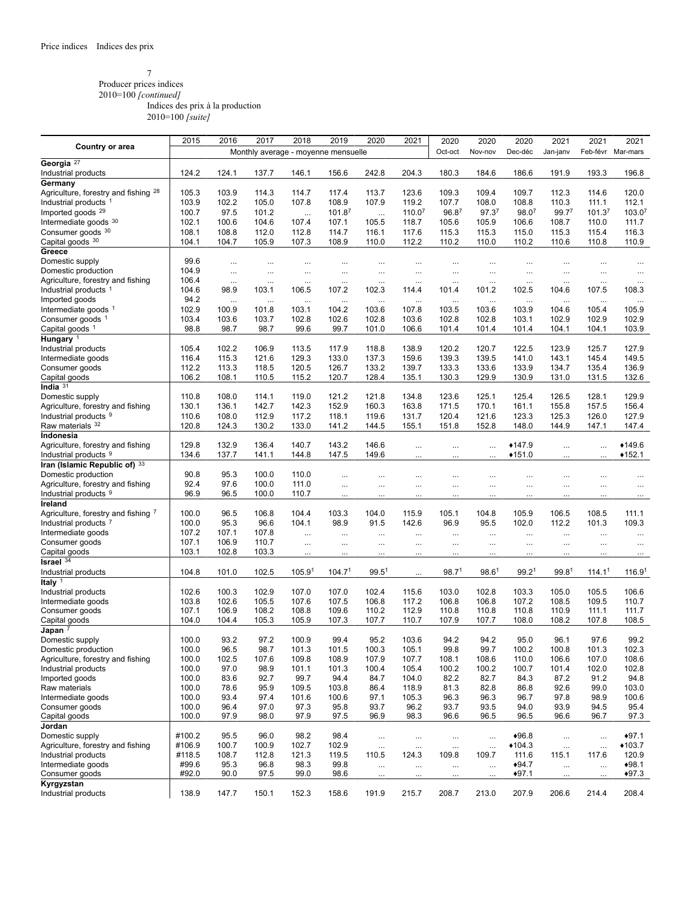7

Producer prices indices

2010=100 *[continued]*

Indices des prix à la production

2010=100 *[suite]*

| Country or area | 2015 | 2016 | 2017 | 2018 | 2019 | 2020 | 2021 | 2020 | 2020 | 2020 | 2021 | 2021 | 2021 |
|---|---|---|---|---|---|---|---|---|---|---|---|---|---|
| | Monthly average - moyenne mensuelle | | | | | | | Oct-oct | Nov-nov | Dec-déc | Jan-janv | Feb-févr | Mar-mars |
| **Georgia** [27] | | | | | | | | | | | | | |
| Industrial products | 124.2 | 124.1 | 137.7 | 146.1 | 156.6 | 242.8 | 204.3 | 180.3 | 184.6 | 186.6 | 191.9 | 193.3 | 196.8 |
| **Germany** | | | | | | | | | | | | | |
| Agriculture, forestry and fishing [28] | 105.3 | 103.9 | 114.3 | 114.7 | 117.4 | 113.7 | 123.6 | 109.3 | 109.4 | 109.7 | 112.3 | 114.6 | 120.0 |
| Industrial products [1] | 103.9 | 102.2 | 105.0 | 107.8 | 108.9 | 107.9 | 119.2 | 107.7 | 108.0 | 108.8 | 110.3 | 111.1 | 112.1 |
| Imported goods [29] | 100.7 | 97.5 | 101.2 | ... | 101.8[7] | ... | 110.0[7] | 96.8[7] | 97.3[7] | 98.0[7] | 99.7[7] | 101.3[7] | 103.0[7] |
| Intermediate goods [30] | 102.1 | 100.6 | 104.6 | 107.4 | 107.1 | 105.5 | 118.7 | 105.6 | 105.9 | 106.6 | 108.7 | 110.0 | 111.7 |
| Consumer goods [30] | 108.1 | 108.8 | 112.0 | 112.8 | 114.7 | 116.1 | 117.6 | 115.3 | 115.3 | 115.0 | 115.3 | 115.4 | 116.3 |
| Capital goods [30] | 104.1 | 104.7 | 105.9 | 107.3 | 108.9 | 110.0 | 112.2 | 110.2 | 110.0 | 110.2 | 110.6 | 110.8 | 110.9 |
| **Greece** | | | | | | | | | | | | | |
| Domestic supply | 99.6 | ... | ... | ... | ... | ... | ... | ... | ... | ... | ... | ... | ... |
| Domestic production | 104.9 | ... | ... | ... | ... | ... | ... | ... | ... | ... | ... | ... | ... |
| Agriculture, forestry and fishing | 106.4 | ... | ... | ... | ... | ... | ... | ... | ... | ... | ... | ... | ... |
| Industrial products [1] | 104.6 | 98.9 | 103.1 | 106.5 | 107.2 | 102.3 | 114.4 | 101.4 | 101.2 | 102.5 | 104.6 | 107.5 | 108.3 |
| Imported goods | 94.2 | ... | ... | ... | ... | ... | ... | ... | ... | ... | ... | ... | ... |
| Intermediate goods [1] | 102.9 | 100.9 | 101.8 | 103.1 | 104.2 | 103.6 | 107.8 | 103.5 | 103.6 | 103.9 | 104.6 | 105.4 | 105.9 |
| Consumer goods [1] | 103.4 | 103.6 | 103.7 | 102.8 | 102.6 | 102.8 | 103.6 | 102.8 | 102.8 | 103.1 | 102.9 | 102.9 | 102.9 |
| Capital goods [1] | 98.8 | 98.7 | 98.7 | 99.6 | 99.7 | 101.0 | 106.6 | 101.4 | 101.4 | 101.4 | 104.1 | 104.1 | 103.9 |
| **Hungary** [1] | | | | | | | | | | | | | |
| Industrial products | 105.4 | 102.2 | 106.9 | 113.5 | 117.9 | 118.8 | 138.9 | 120.2 | 120.7 | 122.5 | 123.9 | 125.7 | 127.9 |
| Intermediate goods | 116.4 | 115.3 | 121.6 | 129.3 | 133.0 | 137.3 | 159.6 | 139.3 | 139.5 | 141.0 | 143.1 | 145.4 | 149.5 |
| Consumer goods | 112.2 | 113.3 | 118.5 | 120.5 | 126.7 | 133.2 | 139.7 | 133.3 | 133.6 | 133.9 | 134.7 | 135.4 | 136.9 |
| Capital goods | 106.2 | 108.1 | 110.5 | 115.2 | 120.7 | 128.4 | 135.1 | 130.3 | 129.9 | 130.9 | 131.0 | 131.5 | 132.6 |
| **India** [31] | | | | | | | | | | | | | |
| Domestic supply | 110.8 | 108.0 | 114.1 | 119.0 | 121.2 | 121.8 | 134.8 | 123.6 | 125.1 | 125.4 | 126.5 | 128.1 | 129.9 |
| Agriculture, forestry and fishing | 130.1 | 136.1 | 142.7 | 142.3 | 152.9 | 160.3 | 163.8 | 171.5 | 170.1 | 161.1 | 155.8 | 157.5 | 156.4 |
| Industrial products [9] | 110.6 | 108.0 | 112.9 | 117.2 | 118.1 | 119.6 | 131.7 | 120.4 | 121.6 | 123.3 | 125.3 | 126.0 | 127.9 |
| Raw materials [32] | 120.8 | 124.3 | 130.2 | 133.0 | 141.2 | 144.5 | 155.1 | 151.8 | 152.8 | 148.0 | 144.9 | 147.1 | 147.4 |
| **Indonesia** | | | | | | | | | | | | | |
| Agriculture, forestry and fishing | 129.8 | 132.9 | 136.4 | 140.7 | 143.2 | 146.6 | ... | ... | ... | ♦147.9 | ... | ... | ♦149.6 |
| Industrial products [9] | 134.6 | 137.7 | 141.1 | 144.8 | 147.5 | 149.6 | ... | ... | ... | ♦151.0 | ... | ... | ♦152.1 |
| **Iran (Islamic Republic of)** [33] | | | | | | | | | | | | | |
| Domestic production | 90.8 | 95.3 | 100.0 | 110.0 | ... | ... | ... | ... | ... | ... | ... | ... | ... |
| Agriculture, forestry and fishing | 92.4 | 97.6 | 100.0 | 111.0 | ... | ... | ... | ... | ... | ... | ... | ... | ... |
| Industrial products [9] | 96.9 | 96.5 | 100.0 | 110.7 | ... | ... | ... | ... | ... | ... | ... | ... | ... |
| **Ireland** | | | | | | | | | | | | | |
| Agriculture, forestry and fishing [7] | 100.0 | 96.5 | 106.8 | 104.4 | 103.3 | 104.0 | 115.9 | 105.1 | 104.8 | 105.9 | 106.5 | 108.5 | 111.1 |
| Industrial products [7] | 100.0 | 95.3 | 96.6 | 104.1 | 98.9 | 91.5 | 142.6 | 96.9 | 95.5 | 102.0 | 112.2 | 101.3 | 109.3 |
| Intermediate goods | 107.2 | 107.1 | 107.8 | ... | ... | ... | ... | ... | ... | ... | ... | ... | ... |
| Consumer goods | 107.1 | 106.9 | 110.7 | ... | ... | ... | ... | ... | ... | ... | ... | ... | ... |
| Capital goods | 103.1 | 102.8 | 103.3 | ... | ... | ... | ... | ... | ... | ... | ... | ... | ... |
| **Israel** [34] | | | | | | | | | | | | | |
| Industrial products | 104.8 | 101.0 | 102.5 | 105.9[1] | 104.7[1] | 99.5[1] | ... | 98.7[1] | 98.6[1] | 99.2[1] | 99.8[1] | 114.1[1] | 116.9[1] |
| **Italy** [1] | | | | | | | | | | | | | |
| Industrial products | 102.6 | 100.3 | 102.9 | 107.0 | 107.0 | 102.4 | 115.6 | 103.0 | 102.8 | 103.3 | 105.0 | 105.5 | 106.6 |
| Intermediate goods | 103.8 | 102.6 | 105.5 | 107.6 | 107.5 | 106.8 | 117.2 | 106.8 | 106.8 | 107.2 | 108.5 | 109.5 | 110.7 |
| Consumer goods | 107.1 | 106.9 | 108.2 | 108.8 | 109.6 | 110.2 | 112.9 | 110.8 | 110.8 | 110.8 | 110.9 | 111.1 | 111.7 |
| Capital goods | 104.0 | 104.4 | 105.3 | 105.9 | 107.3 | 107.7 | 110.7 | 107.9 | 107.7 | 108.0 | 108.2 | 107.8 | 108.5 |
| **Japan** [7] | | | | | | | | | | | | | |
| Domestic supply | 100.0 | 93.2 | 97.2 | 100.9 | 99.4 | 95.2 | 103.6 | 94.2 | 94.2 | 95.0 | 96.1 | 97.6 | 99.2 |
| Domestic production | 100.0 | 96.5 | 98.7 | 101.3 | 101.5 | 100.3 | 105.1 | 99.8 | 99.7 | 100.2 | 100.8 | 101.3 | 102.3 |
| Agriculture, forestry and fishing | 100.0 | 102.5 | 107.6 | 109.8 | 108.9 | 107.9 | 107.7 | 108.1 | 108.6 | 110.0 | 106.6 | 107.0 | 108.6 |
| Industrial products | 100.0 | 97.0 | 98.9 | 101.1 | 101.3 | 100.4 | 105.4 | 100.2 | 100.2 | 100.7 | 101.4 | 102.0 | 102.8 |
| Imported goods | 100.0 | 83.6 | 92.7 | 99.7 | 94.4 | 84.7 | 104.0 | 82.2 | 82.7 | 84.3 | 87.2 | 91.2 | 94.8 |
| Raw materials | 100.0 | 78.6 | 95.9 | 109.5 | 103.8 | 86.4 | 118.9 | 81.3 | 82.8 | 86.8 | 92.6 | 99.0 | 103.0 |
| Intermediate goods | 100.0 | 93.4 | 97.4 | 101.6 | 100.6 | 97.1 | 105.3 | 96.3 | 96.3 | 96.7 | 97.8 | 98.9 | 100.6 |
| Consumer goods | 100.0 | 96.4 | 97.0 | 97.3 | 95.8 | 93.7 | 96.2 | 93.7 | 93.5 | 94.0 | 93.9 | 94.5 | 95.4 |
| Capital goods | 100.0 | 97.9 | 98.0 | 97.9 | 97.5 | 96.9 | 98.3 | 96.6 | 96.5 | 96.5 | 96.6 | 96.7 | 97.3 |
| **Jordan** | | | | | | | | | | | | | |
| Domestic supply | #100.2 | 95.5 | 96.0 | 98.2 | 98.4 | ... | ... | ... | ... | ♦96.8 | ... | ... | ♦97.1 |
| Agriculture, forestry and fishing | #106.9 | 100.7 | 100.9 | 102.7 | 102.9 | ... | ... | ... | ... | ♦104.3 | ... | ... | ♦103.7 |
| Industrial products | #118.5 | 108.7 | 112.8 | 121.3 | 119.5 | 110.5 | 124.3 | 109.8 | 109.7 | 111.6 | 115.1 | 117.6 | 120.9 |
| Intermediate goods | #99.6 | 95.3 | 96.8 | 98.3 | 99.8 | ... | ... | ... | ... | ♦94.7 | ... | ... | ♦98.1 |
| Consumer goods | #92.0 | 90.0 | 97.5 | 99.0 | 98.6 | ... | ... | ... | ... | ♦97.1 | ... | ... | ♦97.3 |
| **Kyrgyzstan** | | | | | | | | | | | | | |
| Industrial products | 138.9 | 147.7 | 150.1 | 152.3 | 158.6 | 191.9 | 215.7 | 208.7 | 213.0 | 207.9 | 206.6 | 214.4 | 208.4 |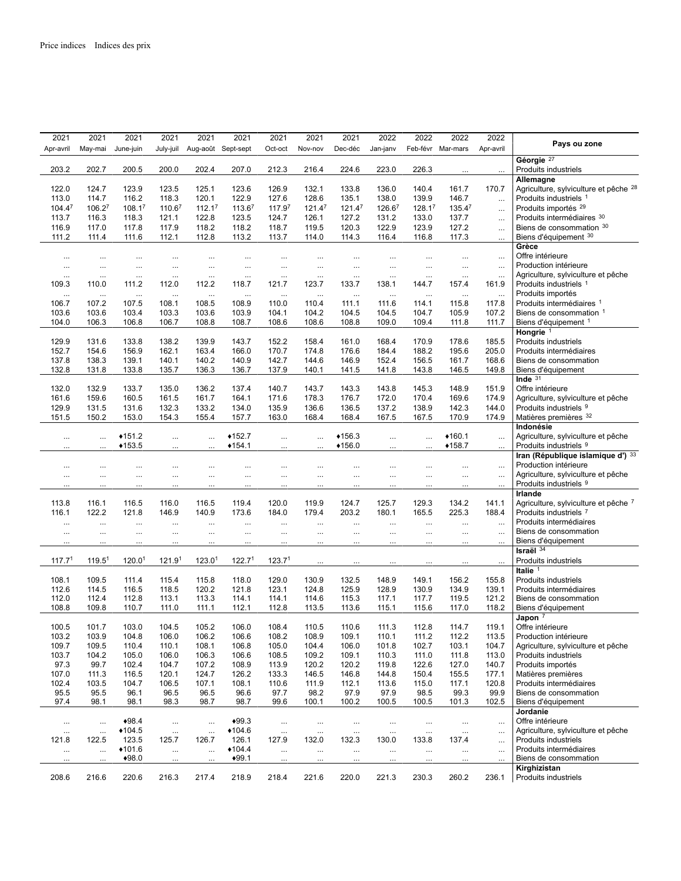Price indices    Indices des prix

| 2021 Apr-avril | 2021 May-mai | 2021 June-juin | 2021 July-juil | 2021 Aug-août | 2021 Sept-sept | 2021 Oct-oct | 2021 Nov-nov | 2021 Dec-déc | 2022 Jan-janv | 2022 Feb-févr | 2022 Mar-mars | 2022 Apr-avril | Pays ou zone |
|---|---|---|---|---|---|---|---|---|---|---|---|---|---|
| | | | | | | | | | | | | | **Géorgie** [27] |
| 203.2 | 202.7 | 200.5 | 200.0 | 202.4 | 207.0 | 212.3 | 216.4 | 224.6 | 223.0 | 226.3 | ... | ... | Produits industriels |
| | | | | | | | | | | | | | **Allemagne** |
| 122.0 | 124.7 | 123.9 | 123.5 | 125.1 | 123.6 | 126.9 | 132.1 | 133.8 | 136.0 | 140.4 | 161.7 | 170.7 | Agriculture, sylviculture et pêche [28] |
| 113.0 | 114.7 | 116.2 | 118.3 | 120.1 | 122.9 | 127.6 | 128.6 | 135.1 | 138.0 | 139.9 | 146.7 | ... | Produits industriels [1] |
| 104.4[7] | 106.2[7] | 108.1[7] | 110.6[7] | 112.1[7] | 113.6[7] | 117.9[7] | 121.4[7] | 121.4[7] | 126.6[7] | 128.1[7] | 135.4[7] | ... | Produits importés [29] |
| 113.7 | 116.3 | 118.3 | 121.1 | 122.8 | 123.5 | 124.7 | 126.1 | 127.2 | 131.2 | 133.0 | 137.7 | ... | Produits intermédiaires [30] |
| 116.9 | 117.0 | 117.8 | 117.9 | 118.2 | 118.2 | 118.7 | 119.5 | 120.3 | 122.9 | 123.9 | 127.2 | ... | Biens de consommation [30] |
| 111.2 | 111.4 | 111.6 | 112.1 | 112.8 | 113.2 | 113.7 | 114.0 | 114.3 | 116.4 | 116.8 | 117.3 | ... | Biens d'équipement [30] |
| | | | | | | | | | | | | | **Grèce** |
| ... | ... | ... | ... | ... | ... | ... | ... | ... | ... | ... | ... | ... | Offre intérieure |
| ... | ... | ... | ... | ... | ... | ... | ... | ... | ... | ... | ... | ... | Production intérieure |
| ... | ... | ... | ... | ... | ... | ... | ... | ... | ... | ... | ... | ... | Agriculture, sylviculture et pêche |
| 109.3 | 110.0 | 111.2 | 112.0 | 112.2 | 118.7 | 121.7 | 123.7 | 133.7 | 138.1 | 144.7 | 157.4 | 161.9 | Produits industriels [1] |
| ... | ... | ... | ... | ... | ... | ... | ... | ... | ... | ... | ... | ... | Produits importés |
| 106.7 | 107.2 | 107.5 | 108.1 | 108.5 | 108.9 | 110.0 | 110.4 | 111.1 | 111.6 | 114.1 | 115.8 | 117.8 | Produits intermédiaires [1] |
| 103.6 | 103.6 | 103.4 | 103.3 | 103.6 | 103.9 | 104.1 | 104.2 | 104.5 | 104.5 | 104.7 | 105.9 | 107.2 | Biens de consommation [1] |
| 104.0 | 106.3 | 106.8 | 106.7 | 108.8 | 108.7 | 108.6 | 108.6 | 108.8 | 109.0 | 109.4 | 111.8 | 111.7 | Biens d'équipement [1] |
| | | | | | | | | | | | | | **Hongrie** [1] |
| 129.9 | 131.6 | 133.8 | 138.2 | 139.9 | 143.7 | 152.2 | 158.4 | 161.0 | 168.4 | 170.9 | 178.6 | 185.5 | Produits industriels |
| 152.7 | 154.6 | 156.9 | 162.1 | 163.4 | 166.0 | 170.7 | 174.8 | 176.6 | 184.4 | 188.2 | 195.6 | 205.0 | Produits intermédiaires |
| 137.8 | 138.3 | 139.1 | 140.1 | 140.2 | 140.9 | 142.7 | 144.6 | 146.9 | 152.4 | 156.5 | 161.7 | 168.6 | Biens de consommation |
| 132.8 | 131.8 | 133.8 | 135.7 | 136.3 | 136.7 | 137.9 | 140.1 | 141.5 | 141.8 | 143.8 | 146.5 | 149.8 | Biens d'équipement |
| | | | | | | | | | | | | | **Inde** [31] |
| 132.0 | 132.9 | 133.7 | 135.0 | 136.2 | 137.4 | 140.7 | 143.7 | 143.3 | 143.8 | 145.3 | 148.9 | 151.9 | Offre intérieure |
| 161.6 | 159.6 | 160.5 | 161.5 | 161.7 | 164.1 | 171.6 | 178.3 | 176.7 | 172.0 | 170.4 | 169.6 | 174.9 | Agriculture, sylviculture et pêche |
| 129.9 | 131.5 | 131.6 | 132.3 | 133.2 | 134.0 | 135.9 | 136.6 | 136.5 | 137.2 | 138.9 | 142.3 | 144.0 | Produits industriels [9] |
| 151.5 | 150.2 | 153.0 | 154.3 | 155.4 | 157.7 | 163.0 | 168.4 | 168.4 | 167.5 | 167.5 | 170.9 | 174.9 | Matières premières [32] |
| | | | | | | | | | | | | | **Indonésie** |
| ... | ... | ♦151.2 | ... | ... | ♦152.7 | ... | ... | ♦156.3 | ... | ... | ♦160.1 | ... | Agriculture, sylviculture et pêche |
| ... | ... | ♦153.5 | ... | ... | ♦154.1 | ... | ... | ♦156.0 | ... | ... | ♦158.7 | ... | Produits industriels [9] |
| | | | | | | | | | | | | | **Iran (République islamique d')** [33] |
| ... | ... | ... | ... | ... | ... | ... | ... | ... | ... | ... | ... | ... | Production intérieure |
| ... | ... | ... | ... | ... | ... | ... | ... | ... | ... | ... | ... | ... | Agriculture, sylviculture et pêche |
| ... | ... | ... | ... | ... | ... | ... | ... | ... | ... | ... | ... | ... | Produits industriels [9] |
| | | | | | | | | | | | | | **Irlande** |
| 113.8 | 116.1 | 116.5 | 116.0 | 116.5 | 119.4 | 120.0 | 119.9 | 124.7 | 125.7 | 129.3 | 134.2 | 141.1 | Agriculture, sylviculture et pêche [7] |
| 116.1 | 122.2 | 121.8 | 146.9 | 140.9 | 173.6 | 184.0 | 179.4 | 203.2 | 180.1 | 165.5 | 225.3 | 188.4 | Produits industriels [7] |
| ... | ... | ... | ... | ... | ... | ... | ... | ... | ... | ... | ... | ... | Produits intermédiaires |
| ... | ... | ... | ... | ... | ... | ... | ... | ... | ... | ... | ... | ... | Biens de consommation |
| ... | ... | ... | ... | ... | ... | ... | ... | ... | ... | ... | ... | ... | Biens d'équipement |
| | | | | | | | | | | | | | **Israël** [34] |
| 117.7[1] | 119.5[1] | 120.0[1] | 121.9[1] | 123.0[1] | 122.7[1] | 123.7[1] | ... | ... | ... | ... | ... | ... | Produits industriels |
| | | | | | | | | | | | | | **Italie** [1] |
| 108.1 | 109.5 | 111.4 | 115.4 | 115.8 | 118.0 | 129.0 | 130.9 | 132.5 | 148.9 | 149.1 | 156.2 | 155.8 | Produits industriels |
| 112.6 | 114.5 | 116.5 | 118.5 | 120.2 | 121.8 | 123.1 | 124.8 | 125.9 | 128.9 | 130.9 | 134.9 | 139.1 | Produits intermédiaires |
| 112.0 | 112.4 | 112.8 | 113.1 | 113.3 | 114.1 | 114.1 | 114.6 | 115.3 | 117.1 | 117.7 | 119.5 | 121.2 | Biens de consommation |
| 108.8 | 109.8 | 110.7 | 111.0 | 111.1 | 112.1 | 112.8 | 113.5 | 113.6 | 115.1 | 115.6 | 117.0 | 118.2 | Biens d'équipement |
| | | | | | | | | | | | | | **Japon** [7] |
| 100.5 | 101.7 | 103.0 | 104.5 | 105.2 | 106.0 | 108.4 | 110.5 | 110.6 | 111.3 | 112.8 | 114.7 | 119.1 | Offre intérieure |
| 103.2 | 103.9 | 104.8 | 106.0 | 106.2 | 106.6 | 108.2 | 108.9 | 109.1 | 110.1 | 111.2 | 112.2 | 113.5 | Production intérieure |
| 109.7 | 109.5 | 110.4 | 110.1 | 108.1 | 106.8 | 105.0 | 104.4 | 106.0 | 101.8 | 102.7 | 103.1 | 104.7 | Agriculture, sylviculture et pêche |
| 103.7 | 104.2 | 105.0 | 106.0 | 106.3 | 106.6 | 108.5 | 109.2 | 109.1 | 110.3 | 111.0 | 111.8 | 113.0 | Produits industriels |
| 97.3 | 99.7 | 102.4 | 104.7 | 107.2 | 108.9 | 113.9 | 120.2 | 120.2 | 119.8 | 122.6 | 127.0 | 140.7 | Produits importés |
| 107.0 | 111.3 | 116.5 | 120.1 | 124.7 | 126.2 | 133.3 | 146.5 | 146.8 | 144.8 | 150.4 | 155.5 | 177.1 | Matières premières |
| 102.4 | 103.5 | 104.7 | 106.5 | 107.1 | 108.1 | 110.6 | 111.9 | 112.1 | 113.6 | 115.0 | 117.1 | 120.8 | Produits intermédiaires |
| 95.5 | 95.5 | 96.1 | 96.5 | 96.5 | 96.6 | 97.7 | 98.2 | 97.9 | 97.9 | 98.5 | 99.3 | 99.9 | Biens de consommation |
| 97.4 | 98.1 | 98.1 | 98.3 | 98.7 | 98.7 | 99.6 | 100.1 | 100.2 | 100.5 | 100.5 | 101.3 | 102.5 | Biens d'équipement |
| | | | | | | | | | | | | | **Jordanie** |
| ... | ... | ♦98.4 | ... | ... | ♦99.3 | ... | ... | ... | ... | ... | ... | ... | Offre intérieure |
| ... | ... | ♦104.5 | ... | ... | ♦104.6 | ... | ... | ... | ... | ... | ... | ... | Agriculture, sylviculture et pêche |
| 121.8 | 122.5 | 123.5 | 125.7 | 126.7 | 126.1 | 127.9 | 132.0 | 132.3 | 130.0 | 133.8 | 137.4 | ... | Produits industriels |
| ... | ... | ♦101.6 | ... | ... | ♦104.4 | ... | ... | ... | ... | ... | ... | ... | Produits intermédiaires |
| ... | ... | ♦98.0 | ... | ... | ♦99.1 | ... | ... | ... | ... | ... | ... | ... | Biens de consommation |
| | | | | | | | | | | | | | **Kirghizistan** |
| 208.6 | 216.6 | 220.6 | 216.3 | 217.4 | 218.9 | 218.4 | 221.6 | 220.0 | 221.3 | 230.3 | 260.2 | 236.1 | Produits industriels |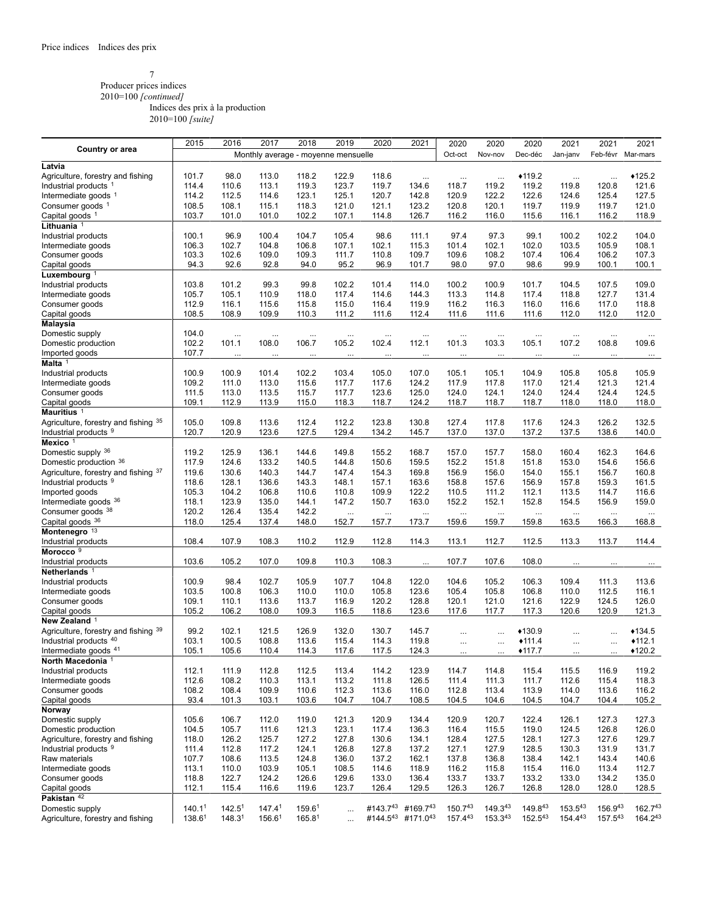Price indices    Indices des prix

7
Producer prices indices
2010=100 *[continued]*
Indices des prix à la production
2010=100 *[suite]*

| Country or area | 2015 | 2016 | 2017 | 2018 | 2019 | 2020 | 2021 | 2020 | 2020 | 2020 | 2021 | 2021 | 2021 |
|---|---|---|---|---|---|---|---|---|---|---|---|---|---|
| | Monthly average - moyenne mensuelle | | | | | | | Oct-oct | Nov-nov | Dec-déc | Jan-janv | Feb-févr | Mar-mars |
| **Latvia** | | | | | | | | | | | | | |
| Agriculture, forestry and fishing | 101.7 | 98.0 | 113.0 | 118.2 | 122.9 | 118.6 | ... | ... | ... | ♦119.2 | ... | ... | ♦125.2 |
| Industrial products [1] | 114.4 | 110.6 | 113.1 | 119.3 | 123.7 | 119.7 | 134.6 | 118.7 | 119.2 | 119.2 | 119.8 | 120.8 | 121.6 |
| Intermediate goods [1] | 114.2 | 112.5 | 114.6 | 123.1 | 125.1 | 120.7 | 142.8 | 120.9 | 122.2 | 122.6 | 124.6 | 125.4 | 127.5 |
| Consumer goods [1] | 108.5 | 108.1 | 115.1 | 118.3 | 121.0 | 121.1 | 123.2 | 120.8 | 120.1 | 119.7 | 119.9 | 119.7 | 121.0 |
| Capital goods [1] | 103.7 | 101.0 | 101.0 | 102.2 | 107.1 | 114.8 | 126.7 | 116.2 | 116.0 | 115.6 | 116.1 | 116.2 | 118.9 |
| **Lithuania** [1] | | | | | | | | | | | | | |
| Industrial products | 100.1 | 96.9 | 100.4 | 104.7 | 105.4 | 98.6 | 111.1 | 97.4 | 97.3 | 99.1 | 100.2 | 102.2 | 104.0 |
| Intermediate goods | 106.3 | 102.7 | 104.8 | 106.8 | 107.1 | 102.1 | 115.3 | 101.4 | 102.1 | 102.0 | 103.5 | 105.9 | 108.1 |
| Consumer goods | 103.3 | 102.6 | 109.0 | 109.3 | 111.7 | 110.8 | 109.7 | 109.6 | 108.2 | 107.4 | 106.4 | 106.2 | 107.3 |
| Capital goods | 94.3 | 92.6 | 92.8 | 94.0 | 95.2 | 96.9 | 101.7 | 98.0 | 97.0 | 98.6 | 99.9 | 100.1 | 100.1 |
| **Luxembourg** [1] | | | | | | | | | | | | | |
| Industrial products | 103.8 | 101.2 | 99.3 | 99.8 | 102.2 | 101.4 | 114.0 | 100.2 | 100.9 | 101.7 | 104.5 | 107.5 | 109.0 |
| Intermediate goods | 105.7 | 105.1 | 110.9 | 118.0 | 117.4 | 114.6 | 144.3 | 113.3 | 114.8 | 117.4 | 118.8 | 127.7 | 131.4 |
| Consumer goods | 112.9 | 116.1 | 115.6 | 115.8 | 115.0 | 116.4 | 119.9 | 116.2 | 116.3 | 116.0 | 116.6 | 117.0 | 118.8 |
| Capital goods | 108.5 | 108.9 | 109.9 | 110.3 | 111.2 | 111.6 | 112.4 | 111.6 | 111.6 | 111.6 | 112.0 | 112.0 | 112.0 |
| **Malaysia** | | | | | | | | | | | | | |
| Domestic supply | 104.0 | ... | ... | ... | ... | ... | ... | ... | ... | ... | ... | ... | ... |
| Domestic production | 102.2 | 101.1 | 108.0 | 106.7 | 105.2 | 102.4 | 112.1 | 101.3 | 103.3 | 105.1 | 107.2 | 108.8 | 109.6 |
| Imported goods | 107.7 | ... | ... | ... | ... | ... | ... | ... | ... | ... | ... | ... | ... |
| **Malta** [1] | | | | | | | | | | | | | |
| Industrial products | 100.9 | 100.9 | 101.4 | 102.2 | 103.4 | 105.0 | 107.0 | 105.1 | 105.1 | 104.9 | 105.8 | 105.8 | 105.9 |
| Intermediate goods | 109.2 | 111.0 | 113.0 | 115.6 | 117.7 | 117.6 | 124.2 | 117.9 | 117.8 | 117.0 | 121.4 | 121.3 | 121.4 |
| Consumer goods | 111.5 | 113.0 | 113.5 | 115.7 | 117.7 | 123.6 | 125.0 | 124.0 | 124.1 | 124.0 | 124.4 | 124.4 | 124.5 |
| Capital goods | 109.1 | 112.9 | 113.9 | 115.0 | 118.3 | 118.7 | 124.2 | 118.7 | 118.7 | 118.7 | 118.0 | 118.0 | 118.0 |
| **Mauritius** [1] | | | | | | | | | | | | | |
| Agriculture, forestry and fishing [35] | 105.0 | 109.8 | 113.6 | 112.4 | 112.2 | 123.8 | 130.8 | 127.4 | 117.8 | 117.6 | 124.3 | 126.2 | 132.5 |
| Industrial products [9] | 120.7 | 120.9 | 123.6 | 127.5 | 129.4 | 134.2 | 145.7 | 137.0 | 137.0 | 137.2 | 137.5 | 138.6 | 140.0 |
| **Mexico** [1] | | | | | | | | | | | | | |
| Domestic supply [36] | 119.2 | 125.9 | 136.1 | 144.6 | 149.8 | 155.2 | 168.7 | 157.0 | 157.7 | 158.0 | 160.4 | 162.3 | 164.6 |
| Domestic production [36] | 117.9 | 124.6 | 133.2 | 140.5 | 144.8 | 150.6 | 159.5 | 152.2 | 151.8 | 151.8 | 153.0 | 154.6 | 156.6 |
| Agriculture, forestry and fishing [37] | 119.6 | 130.6 | 140.3 | 144.7 | 147.4 | 154.3 | 169.8 | 156.9 | 156.0 | 154.0 | 155.1 | 156.7 | 160.8 |
| Industrial products [9] | 118.6 | 128.1 | 136.6 | 143.3 | 148.1 | 157.1 | 163.6 | 158.8 | 157.6 | 156.9 | 157.8 | 159.3 | 161.5 |
| Imported goods | 105.3 | 104.2 | 106.8 | 110.6 | 110.8 | 109.9 | 122.2 | 110.5 | 111.2 | 112.1 | 113.5 | 114.7 | 116.6 |
| Intermediate goods [36] | 118.1 | 123.9 | 135.0 | 144.1 | 147.2 | 150.7 | 163.0 | 152.2 | 152.1 | 152.8 | 154.5 | 156.9 | 159.0 |
| Consumer goods [38] | 120.2 | 126.4 | 135.4 | 142.2 | ... | ... | ... | ... | ... | ... | ... | ... | ... |
| Capital goods [36] | 118.0 | 125.4 | 137.4 | 148.0 | 152.7 | 157.7 | 173.7 | 159.6 | 159.7 | 159.8 | 163.5 | 166.3 | 168.8 |
| **Montenegro** [13] | | | | | | | | | | | | | |
| Industrial products | 108.4 | 107.9 | 108.3 | 110.2 | 112.9 | 112.8 | 114.3 | 113.1 | 112.7 | 112.5 | 113.3 | 113.7 | 114.4 |
| **Morocco** [9] | | | | | | | | | | | | | |
| Industrial products | 103.6 | 105.2 | 107.0 | 109.8 | 110.3 | 108.3 | ... | 107.7 | 107.6 | 108.0 | ... | ... | ... |
| **Netherlands** [1] | | | | | | | | | | | | | |
| Industrial products | 100.9 | 98.4 | 102.7 | 105.9 | 107.7 | 104.8 | 122.0 | 104.6 | 105.2 | 106.3 | 109.4 | 111.3 | 113.6 |
| Intermediate goods | 103.5 | 100.8 | 106.3 | 110.0 | 110.0 | 105.8 | 123.6 | 105.4 | 105.8 | 106.8 | 110.0 | 112.5 | 116.1 |
| Consumer goods | 109.1 | 110.1 | 113.6 | 113.7 | 116.9 | 120.2 | 128.8 | 120.1 | 121.0 | 121.6 | 122.9 | 124.5 | 126.0 |
| Capital goods | 105.2 | 106.2 | 108.0 | 109.3 | 116.5 | 118.6 | 123.6 | 117.6 | 117.7 | 117.3 | 120.6 | 120.9 | 121.3 |
| **New Zealand** [1] | | | | | | | | | | | | | |
| Agriculture, forestry and fishing [39] | 99.2 | 102.1 | 121.5 | 126.9 | 132.0 | 130.7 | 145.7 | ... | ... | ♦130.9 | ... | ... | ♦134.5 |
| Industrial products [40] | 103.1 | 100.5 | 108.8 | 113.6 | 115.4 | 114.3 | 119.8 | ... | ... | ♦111.4 | ... | ... | ♦112.1 |
| Intermediate goods [41] | 105.1 | 105.6 | 110.4 | 114.3 | 117.6 | 117.5 | 124.3 | ... | ... | ♦117.7 | ... | ... | ♦120.2 |
| **North Macedonia** [1] | | | | | | | | | | | | | |
| Industrial products | 112.1 | 111.9 | 112.8 | 112.5 | 113.4 | 114.2 | 123.9 | 114.7 | 114.8 | 115.4 | 115.5 | 116.9 | 119.2 |
| Intermediate goods | 112.6 | 108.2 | 110.3 | 113.1 | 113.2 | 111.8 | 126.5 | 111.4 | 111.3 | 111.7 | 112.6 | 115.4 | 118.3 |
| Consumer goods | 108.2 | 108.4 | 109.9 | 110.6 | 112.3 | 113.6 | 116.0 | 112.8 | 113.4 | 113.9 | 114.0 | 113.6 | 116.2 |
| Capital goods | 93.4 | 101.3 | 103.1 | 103.6 | 104.7 | 104.7 | 108.5 | 104.5 | 104.6 | 104.5 | 104.7 | 104.4 | 105.2 |
| **Norway** | | | | | | | | | | | | | |
| Domestic supply | 105.6 | 106.7 | 112.0 | 119.0 | 121.3 | 120.9 | 134.4 | 120.9 | 120.7 | 122.4 | 126.1 | 127.3 | 127.3 |
| Domestic production | 104.5 | 105.7 | 111.6 | 121.3 | 123.1 | 117.4 | 136.3 | 116.4 | 115.5 | 119.0 | 124.5 | 126.8 | 126.0 |
| Agriculture, forestry and fishing | 118.0 | 126.2 | 125.7 | 127.2 | 127.8 | 130.6 | 134.1 | 128.4 | 127.5 | 128.1 | 127.3 | 127.6 | 129.7 |
| Industrial products [9] | 111.4 | 112.8 | 117.2 | 124.1 | 126.8 | 127.8 | 137.2 | 127.1 | 127.9 | 128.5 | 130.3 | 131.9 | 131.7 |
| Raw materials | 107.7 | 108.6 | 113.5 | 124.8 | 136.0 | 137.2 | 162.1 | 137.8 | 136.8 | 138.4 | 142.1 | 143.4 | 140.6 |
| Intermediate goods | 113.1 | 110.0 | 103.9 | 105.1 | 108.5 | 114.6 | 118.9 | 116.2 | 115.8 | 115.4 | 116.0 | 113.4 | 112.7 |
| Consumer goods | 118.8 | 122.7 | 124.2 | 126.6 | 129.6 | 133.0 | 136.4 | 133.7 | 133.7 | 133.2 | 133.0 | 134.2 | 135.0 |
| Capital goods | 112.1 | 115.4 | 116.6 | 119.6 | 123.7 | 126.4 | 129.5 | 126.3 | 126.7 | 126.8 | 128.0 | 128.0 | 128.5 |
| **Pakistan** [42] | | | | | | | | | | | | | |
| Domestic supply | 140.1[1] | 142.5[1] | 147.4[1] | 159.6[1] | ... | #143.7[43] | #169.7[43] | 150.7[43] | 149.3[43] | 149.8[43] | 153.5[43] | 156.9[43] | 162.7[43] |
| Agriculture, forestry and fishing | 138.6[1] | 148.3[1] | 156.6[1] | 165.8[1] | ... | #144.5[43] | #171.0[43] | 157.4[43] | 153.3[43] | 152.5[43] | 154.4[43] | 157.5[43] | 164.2[43] |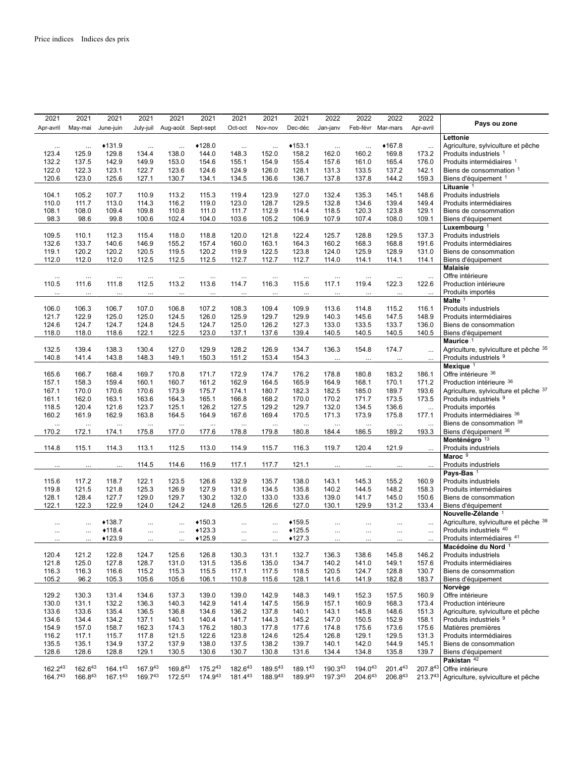| 2021 Apr-avril | 2021 May-mai | 2021 June-juin | 2021 July-juil | 2021 Aug-août | 2021 Sept-sept | 2021 Oct-oct | 2021 Nov-nov | 2021 Dec-déc | 2022 Jan-janv | 2022 Feb-févr | 2022 Mar-mars | 2022 Apr-avril | Pays ou zone |
|---|---|---|---|---|---|---|---|---|---|---|---|---|---|
| | | | | | | | | | | | | | **Lettonie** |
| ... | ... | ♦131.9 | ... | ... | ♦128.0 | ... | ... | ♦153.1 | ... | ... | ♦167.8 | ... | Agriculture, sylviculture et pêche |
| 123.4 | 125.9 | 129.8 | 134.4 | 138.0 | 144.0 | 148.3 | 152.0 | 158.2 | 162.0 | 160.2 | 169.8 | 173.2 | Produits industriels [1] |
| 132.2 | 137.5 | 142.9 | 149.9 | 153.0 | 154.6 | 155.1 | 154.9 | 155.4 | 157.6 | 161.0 | 165.4 | 176.0 | Produits intermédiaires [1] |
| 122.0 | 122.3 | 123.1 | 122.7 | 123.6 | 124.6 | 124.9 | 126.0 | 128.1 | 131.3 | 133.5 | 137.2 | 142.1 | Biens de consommation [1] |
| 120.6 | 123.0 | 125.6 | 127.1 | 130.7 | 134.1 | 134.5 | 136.6 | 136.7 | 137.8 | 137.8 | 144.2 | 159.3 | Biens d'équipement [1] |
| | | | | | | | | | | | | | **Lituanie** [1] |
| 104.1 | 105.2 | 107.7 | 110.9 | 113.2 | 115.3 | 119.4 | 123.9 | 127.0 | 132.4 | 135.3 | 145.1 | 148.6 | Produits industriels |
| 110.0 | 111.7 | 113.0 | 114.3 | 116.2 | 119.0 | 123.0 | 128.7 | 129.5 | 132.8 | 134.6 | 139.4 | 149.4 | Produits intermédiaires |
| 108.1 | 108.0 | 109.4 | 109.8 | 110.8 | 111.0 | 111.7 | 112.9 | 114.4 | 118.5 | 120.3 | 123.8 | 129.1 | Biens de consommation |
| 98.3 | 98.6 | 99.8 | 100.6 | 102.4 | 104.0 | 103.6 | 105.2 | 106.9 | 107.9 | 107.4 | 108.0 | 109.1 | Biens d'équipement |
| | | | | | | | | | | | | | **Luxembourg** [1] |
| 109.5 | 110.1 | 112.3 | 115.4 | 118.0 | 118.8 | 120.0 | 121.8 | 122.4 | 125.7 | 128.8 | 129.5 | 137.3 | Produits industriels |
| 132.6 | 133.7 | 140.6 | 146.9 | 155.2 | 157.4 | 160.0 | 163.1 | 164.3 | 160.2 | 168.3 | 168.8 | 191.6 | Produits intermédiaires |
| 119.1 | 120.2 | 120.2 | 120.5 | 119.5 | 120.2 | 119.9 | 122.5 | 123.8 | 124.0 | 125.9 | 128.9 | 131.0 | Biens de consommation |
| 112.0 | 112.0 | 112.0 | 112.5 | 112.5 | 112.5 | 112.7 | 112.7 | 112.7 | 114.0 | 114.1 | 114.1 | 114.1 | Biens d'équipement |
| | | | | | | | | | | | | | **Malaisie** |
| ... | ... | ... | ... | ... | ... | ... | ... | ... | ... | ... | ... | ... | Offre intérieure |
| 110.5 | 111.6 | 111.8 | 112.5 | 113.2 | 113.6 | 114.7 | 116.3 | 115.6 | 117.1 | 119.4 | 122.3 | 122.6 | Production intérieure |
| ... | ... | ... | ... | ... | ... | ... | ... | ... | ... | ... | ... | ... | Produits importés |
| | | | | | | | | | | | | | **Malte** [1] |
| 106.0 | 106.3 | 106.7 | 107.0 | 106.8 | 107.2 | 108.3 | 109.4 | 109.9 | 113.6 | 114.8 | 115.2 | 116.1 | Produits industriels |
| 121.7 | 122.9 | 125.0 | 125.0 | 124.5 | 126.0 | 125.9 | 129.7 | 129.9 | 140.3 | 145.6 | 147.5 | 148.9 | Produits intermédiaires |
| 124.6 | 124.7 | 124.7 | 124.8 | 124.5 | 124.7 | 125.0 | 126.2 | 127.3 | 133.0 | 133.5 | 133.7 | 136.0 | Biens de consommation |
| 118.0 | 118.0 | 118.6 | 122.1 | 122.5 | 123.0 | 137.1 | 137.6 | 139.4 | 140.5 | 140.5 | 140.5 | 140.5 | Biens d'équipement |
| | | | | | | | | | | | | | **Maurice** [1] |
| 132.5 | 139.4 | 138.3 | 130.4 | 127.0 | 129.9 | 128.2 | 126.9 | 134.7 | 136.3 | 154.8 | 174.7 | ... | Agriculture, sylviculture et pêche [35] |
| 140.8 | 141.4 | 143.8 | 148.3 | 149.1 | 150.3 | 151.2 | 153.4 | 154.3 | ... | ... | ... | ... | Produits industriels [9] |
| | | | | | | | | | | | | | **Mexique** [1] |
| 165.6 | 166.7 | 168.4 | 169.7 | 170.8 | 171.7 | 172.9 | 174.7 | 176.2 | 178.8 | 180.8 | 183.2 | 186.1 | Offre intérieure [36] |
| 157.1 | 158.3 | 159.4 | 160.1 | 160.7 | 161.2 | 162.9 | 164.5 | 165.9 | 164.9 | 168.1 | 170.1 | 171.2 | Production intérieure [36] |
| 167.1 | 170.0 | 170.6 | 170.6 | 173.9 | 175.7 | 174.1 | 180.7 | 182.3 | 182.5 | 185.0 | 189.7 | 193.6 | Agriculture, sylviculture et pêche [37] |
| 161.1 | 162.0 | 163.1 | 163.6 | 164.3 | 165.1 | 166.8 | 168.2 | 170.0 | 170.2 | 171.7 | 173.5 | 173.5 | Produits industriels [9] |
| 118.5 | 120.4 | 121.6 | 123.7 | 125.1 | 126.2 | 127.5 | 129.2 | 129.7 | 132.0 | 134.5 | 136.6 | ... | Produits importés |
| 160.2 | 161.9 | 162.9 | 163.8 | 164.5 | 164.9 | 167.6 | 169.4 | 170.5 | 171.3 | 173.9 | 175.8 | 177.1 | Produits intermédiaires [36] |
| ... | ... | ... | ... | ... | ... | ... | ... | ... | ... | ... | ... | ... | Biens de consommation [38] |
| 170.2 | 172.1 | 174.1 | 175.8 | 177.0 | 177.6 | 178.8 | 179.8 | 180.8 | 184.4 | 186.5 | 189.2 | 193.3 | Biens d'équipement [36] |
| | | | | | | | | | | | | | **Monténégro** [13] |
| 114.8 | 115.1 | 114.3 | 113.1 | 112.5 | 113.0 | 114.9 | 115.7 | 116.3 | 119.7 | 120.4 | 121.9 | ... | Produits industriels |
| | | | | | | | | | | | | | **Maroc** [9] |
| ... | ... | ... | 114.5 | 114.6 | 116.9 | 117.1 | 117.7 | 121.1 | ... | ... | ... | ... | Produits industriels |
| | | | | | | | | | | | | | **Pays-Bas** [1] |
| 115.6 | 117.2 | 118.7 | 122.1 | 123.5 | 126.6 | 132.9 | 135.7 | 138.0 | 143.1 | 145.3 | 155.2 | 160.9 | Produits industriels |
| 119.8 | 121.5 | 121.8 | 125.3 | 126.9 | 127.9 | 131.6 | 134.5 | 135.8 | 140.2 | 144.5 | 148.2 | 158.3 | Produits intermédiaires |
| 128.1 | 128.4 | 127.7 | 129.0 | 129.7 | 130.2 | 132.0 | 133.0 | 133.6 | 139.0 | 141.7 | 145.0 | 150.6 | Biens de consommation |
| 122.1 | 122.3 | 122.9 | 124.0 | 124.2 | 124.8 | 126.5 | 126.6 | 127.0 | 130.1 | 129.9 | 131.2 | 133.4 | Biens d'équipement |
| | | | | | | | | | | | | | **Nouvelle-Zélande** [1] |
| ... | ... | ♦138.7 | ... | ... | ♦150.3 | ... | ... | ♦159.5 | ... | ... | ... | ... | Agriculture, sylviculture et pêche [39] |
| ... | ... | ♦118.4 | ... | ... | ♦123.3 | ... | ... | ♦125.5 | ... | ... | ... | ... | Produits industriels [40] |
| ... | ... | ♦123.9 | ... | ... | ♦125.9 | ... | ... | ♦127.3 | ... | ... | ... | ... | Produits intermédiaires [41] |
| | | | | | | | | | | | | | **Macédoine du Nord** [1] |
| 120.4 | 121.2 | 122.8 | 124.7 | 125.6 | 126.8 | 130.3 | 131.1 | 132.7 | 136.3 | 138.6 | 145.8 | 146.2 | Produits industriels |
| 121.8 | 125.0 | 127.8 | 128.7 | 131.0 | 131.5 | 135.6 | 135.0 | 134.7 | 140.2 | 141.0 | 149.1 | 157.6 | Produits intermédiaires |
| 116.3 | 116.3 | 116.6 | 115.2 | 115.3 | 115.5 | 117.1 | 117.5 | 118.5 | 120.5 | 124.7 | 128.8 | 130.7 | Biens de consommation |
| 105.2 | 96.2 | 105.3 | 105.6 | 105.6 | 106.1 | 110.8 | 115.6 | 128.1 | 141.6 | 141.9 | 182.8 | 183.7 | Biens d'équipement |
| | | | | | | | | | | | | | **Norvège** |
| 129.2 | 130.3 | 131.4 | 134.6 | 137.3 | 139.0 | 139.0 | 142.9 | 148.3 | 149.1 | 152.3 | 157.5 | 160.9 | Offre intérieure |
| 130.0 | 131.1 | 132.2 | 136.3 | 140.3 | 142.9 | 141.4 | 147.5 | 156.9 | 157.1 | 160.9 | 168.3 | 173.4 | Production intérieure |
| 133.6 | 133.6 | 135.4 | 136.5 | 136.8 | 134.6 | 136.2 | 137.8 | 140.1 | 143.1 | 145.8 | 148.6 | 151.3 | Agriculture, sylviculture et pêche |
| 134.6 | 134.4 | 134.2 | 137.1 | 140.1 | 140.4 | 141.7 | 144.3 | 145.2 | 147.0 | 150.5 | 152.9 | 158.1 | Produits industriels [9] |
| 154.9 | 157.0 | 158.7 | 162.3 | 174.3 | 176.2 | 180.3 | 177.8 | 177.6 | 174.8 | 175.6 | 173.6 | 175.6 | Matières premières |
| 116.2 | 117.1 | 115.7 | 117.8 | 121.5 | 122.6 | 123.8 | 124.6 | 125.4 | 126.8 | 129.1 | 129.5 | 131.3 | Produits intermédiaires |
| 135.5 | 135.1 | 134.9 | 137.2 | 137.9 | 138.0 | 137.5 | 138.2 | 139.7 | 140.1 | 142.0 | 144.9 | 145.1 | Biens de consommation |
| 128.6 | 128.6 | 128.8 | 129.1 | 130.5 | 130.6 | 130.7 | 130.8 | 131.6 | 134.4 | 134.8 | 135.8 | 139.7 | Biens d'équipement |
| | | | | | | | | | | | | | **Pakistan** [42] |
| 162.2 [43] | 162.6 [43] | 164.1 [43] | 167.9 [43] | 169.8 [43] | 175.2 [43] | 182.6 [43] | 189.5 [43] | 189.1 [43] | 190.3 [43] | 194.0 [43] | 201.4 [43] | 207.8 [43] | Offre intérieure |
| 164.7 [43] | 166.8 [43] | 167.1 [43] | 169.7 [43] | 172.5 [43] | 174.9 [43] | 181.4 [43] | 188.9 [43] | 189.9 [43] | 197.3 [43] | 204.6 [43] | 206.8 [43] | 213.7 [43] | Agriculture, sylviculture et pêche |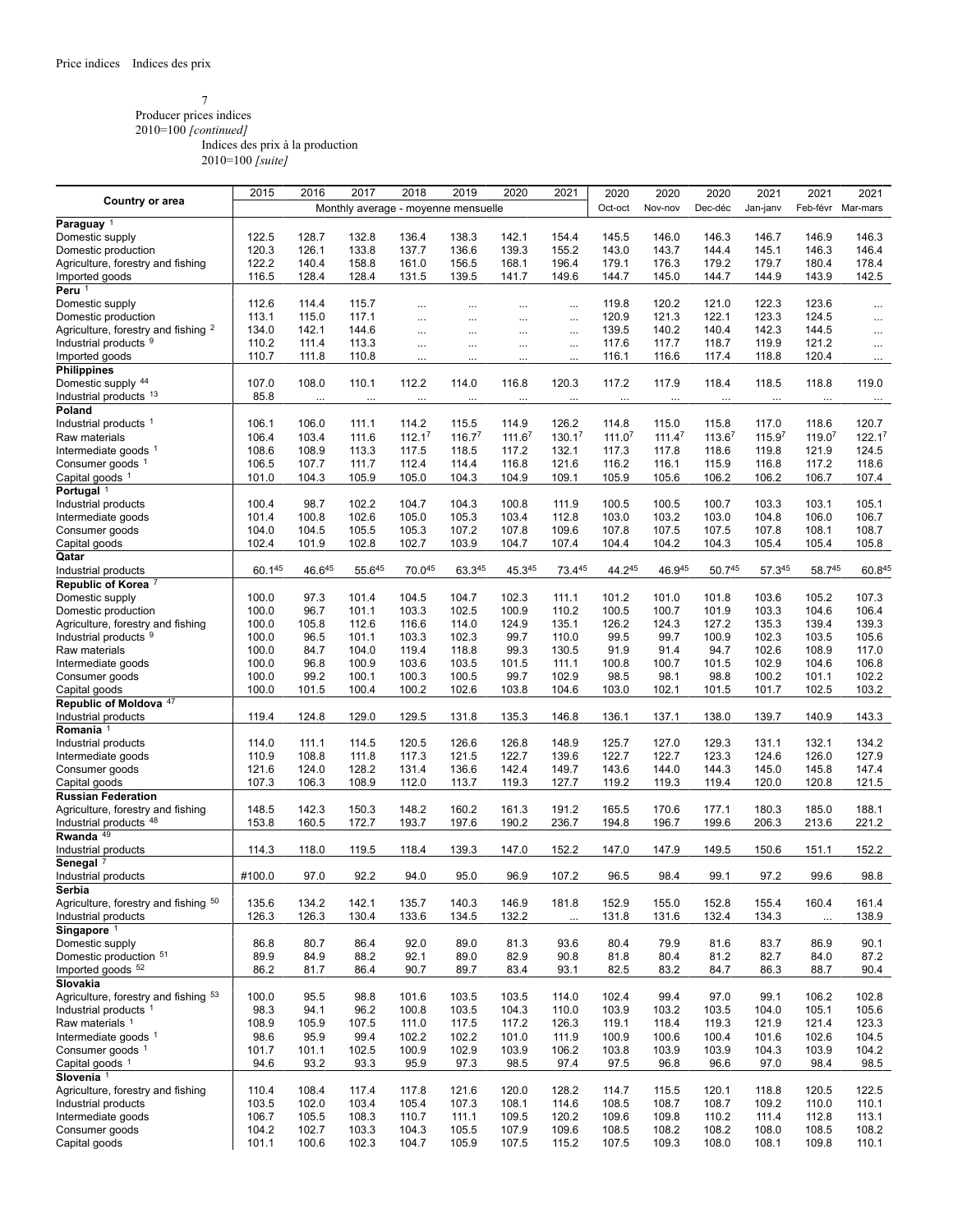7
Producer prices indices
2010=100 *[continued]*

Indices des prix à la production
2010=100 *[suite]*

| Country or area | 2015 | 2016 | 2017 | 2018 | 2019 | 2020 | 2021 | 2020 | 2020 | 2020 | 2021 | 2021 | 2021 |
|---|---|---|---|---|---|---|---|---|---|---|---|---|---|
| | Monthly average - moyenne mensuelle | | | | | | | Oct-oct | Nov-nov | Dec-déc | Jan-janv | Feb-févr | Mar-mars |
| **Paraguay** [1] | | | | | | | | | | | | | |
| Domestic supply | 122.5 | 128.7 | 132.8 | 136.4 | 138.3 | 142.1 | 154.4 | 145.5 | 146.0 | 146.3 | 146.7 | 146.9 | 146.3 |
| Domestic production | 120.3 | 126.1 | 133.8 | 137.7 | 136.6 | 139.3 | 155.2 | 143.0 | 143.7 | 144.4 | 145.1 | 146.3 | 146.4 |
| Agriculture, forestry and fishing | 122.2 | 140.4 | 158.8 | 161.0 | 156.5 | 168.1 | 196.4 | 179.1 | 176.3 | 179.2 | 179.7 | 180.4 | 178.4 |
| Imported goods | 116.5 | 128.4 | 128.4 | 131.5 | 139.5 | 141.7 | 149.6 | 144.7 | 145.0 | 144.7 | 144.9 | 143.9 | 142.5 |
| **Peru** [1] | | | | | | | | | | | | | |
| Domestic supply | 112.6 | 114.4 | 115.7 | ... | ... | ... | ... | 119.8 | 120.2 | 121.0 | 122.3 | 123.6 | ... |
| Domestic production | 113.1 | 115.0 | 117.1 | ... | ... | ... | ... | 120.9 | 121.3 | 122.1 | 123.3 | 124.5 | ... |
| Agriculture, forestry and fishing [2] | 134.0 | 142.1 | 144.6 | ... | ... | ... | ... | 139.5 | 140.2 | 140.4 | 142.3 | 144.5 | ... |
| Industrial products [9] | 110.2 | 111.4 | 113.3 | ... | ... | ... | ... | 117.6 | 117.7 | 118.7 | 119.9 | 121.2 | ... |
| Imported goods | 110.7 | 111.8 | 110.8 | ... | ... | ... | ... | 116.1 | 116.6 | 117.4 | 118.8 | 120.4 | ... |
| **Philippines** | | | | | | | | | | | | | |
| Domestic supply [44] | 107.0 | 108.0 | 110.1 | 112.2 | 114.0 | 116.8 | 120.3 | 117.2 | 117.9 | 118.4 | 118.5 | 118.8 | 119.0 |
| Industrial products [13] | 85.8 | ... | ... | ... | ... | ... | ... | ... | ... | ... | ... | ... | ... |
| **Poland** | | | | | | | | | | | | | |
| Industrial products [1] | 106.1 | 106.0 | 111.1 | 114.2 | 115.5 | 114.9 | 126.2 | 114.8 | 115.0 | 115.8 | 117.0 | 118.6 | 120.7 |
| Raw materials | 106.4 | 103.4 | 111.6 | 112.1[7] | 116.7[7] | 111.6[7] | 130.1[7] | 111.0[7] | 111.4[7] | 113.6[7] | 115.9[7] | 119.0[7] | 122.1[7] |
| Intermediate goods [1] | 108.6 | 108.9 | 113.3 | 117.5 | 118.5 | 117.2 | 132.1 | 117.3 | 117.8 | 118.6 | 119.8 | 121.9 | 124.5 |
| Consumer goods [1] | 106.5 | 107.7 | 111.7 | 112.4 | 114.4 | 116.8 | 121.6 | 116.2 | 116.1 | 115.9 | 116.8 | 117.2 | 118.6 |
| Capital goods [1] | 101.0 | 104.3 | 105.9 | 105.0 | 104.3 | 104.9 | 109.1 | 105.9 | 105.6 | 106.2 | 106.2 | 106.7 | 107.4 |
| **Portugal** [1] | | | | | | | | | | | | | |
| Industrial products | 100.4 | 98.7 | 102.2 | 104.7 | 104.3 | 100.8 | 111.9 | 100.5 | 100.5 | 100.7 | 103.3 | 103.1 | 105.1 |
| Intermediate goods | 101.4 | 100.8 | 102.6 | 105.0 | 105.3 | 103.4 | 112.8 | 103.0 | 103.2 | 103.0 | 104.8 | 106.0 | 106.7 |
| Consumer goods | 104.0 | 104.5 | 105.5 | 105.3 | 107.2 | 107.8 | 109.6 | 107.8 | 107.5 | 107.5 | 107.8 | 108.1 | 108.7 |
| Capital goods | 102.4 | 101.9 | 102.8 | 102.7 | 103.9 | 104.7 | 107.4 | 104.4 | 104.2 | 104.3 | 105.4 | 105.4 | 105.8 |
| **Qatar** | | | | | | | | | | | | | |
| Industrial products | 60.1[45] | 46.6[45] | 55.6[45] | 70.0[45] | 63.3[45] | 45.3[45] | 73.4[45] | 44.2[45] | 46.9[45] | 50.7[45] | 57.3[45] | 58.7[45] | 60.8[45] |
| **Republic of Korea** [7] | | | | | | | | | | | | | |
| Domestic supply | 100.0 | 97.3 | 101.4 | 104.5 | 104.7 | 102.3 | 111.1 | 101.2 | 101.0 | 101.8 | 103.6 | 105.2 | 107.3 |
| Domestic production | 100.0 | 96.7 | 101.1 | 103.3 | 102.5 | 100.9 | 110.2 | 100.5 | 100.7 | 101.9 | 103.3 | 104.6 | 106.4 |
| Agriculture, forestry and fishing | 100.0 | 105.8 | 112.6 | 116.6 | 114.0 | 124.9 | 135.1 | 126.2 | 124.3 | 127.2 | 135.3 | 139.4 | 139.3 |
| Industrial products [9] | 100.0 | 96.5 | 101.1 | 103.3 | 102.3 | 99.7 | 110.0 | 99.5 | 99.7 | 100.9 | 102.3 | 103.5 | 105.6 |
| Raw materials | 100.0 | 84.7 | 104.0 | 119.4 | 118.8 | 99.3 | 130.5 | 91.9 | 91.4 | 94.7 | 102.6 | 108.9 | 117.0 |
| Intermediate goods | 100.0 | 96.8 | 100.9 | 103.6 | 103.5 | 101.5 | 111.1 | 100.8 | 100.7 | 101.5 | 102.9 | 104.6 | 106.8 |
| Consumer goods | 100.0 | 99.2 | 100.1 | 100.3 | 100.5 | 99.7 | 102.9 | 98.5 | 98.1 | 98.8 | 100.2 | 101.1 | 102.2 |
| Capital goods | 100.0 | 101.5 | 100.4 | 100.2 | 102.6 | 103.8 | 104.6 | 103.0 | 102.1 | 101.5 | 101.7 | 102.5 | 103.2 |
| **Republic of Moldova** [47] | | | | | | | | | | | | | |
| Industrial products | 119.4 | 124.8 | 129.0 | 129.5 | 131.8 | 135.3 | 146.8 | 136.1 | 137.1 | 138.0 | 139.7 | 140.9 | 143.3 |
| **Romania** [1] | | | | | | | | | | | | | |
| Industrial products | 114.0 | 111.1 | 114.5 | 120.5 | 126.6 | 126.8 | 148.9 | 125.7 | 127.0 | 129.3 | 131.1 | 132.1 | 134.2 |
| Intermediate goods | 110.9 | 108.8 | 111.8 | 117.3 | 121.5 | 122.7 | 139.6 | 122.7 | 122.7 | 123.3 | 124.6 | 126.0 | 127.9 |
| Consumer goods | 121.6 | 124.0 | 128.2 | 131.4 | 136.6 | 142.4 | 149.7 | 143.6 | 144.0 | 144.3 | 145.0 | 145.8 | 147.4 |
| Capital goods | 107.3 | 106.3 | 108.9 | 112.0 | 113.7 | 119.3 | 127.7 | 119.2 | 119.3 | 119.4 | 120.0 | 120.8 | 121.5 |
| **Russian Federation** | | | | | | | | | | | | | |
| Agriculture, forestry and fishing | 148.5 | 142.3 | 150.3 | 148.2 | 160.2 | 161.3 | 191.2 | 165.5 | 170.6 | 177.1 | 180.3 | 185.0 | 188.1 |
| Industrial products [48] | 153.8 | 160.5 | 172.7 | 193.7 | 197.6 | 190.2 | 236.7 | 194.8 | 196.7 | 199.6 | 206.3 | 213.6 | 221.2 |
| **Rwanda** [49] | | | | | | | | | | | | | |
| Industrial products | 114.3 | 118.0 | 119.5 | 118.4 | 139.3 | 147.0 | 152.2 | 147.0 | 147.9 | 149.5 | 150.6 | 151.1 | 152.2 |
| **Senegal** [7] | | | | | | | | | | | | | |
| Industrial products | #100.0 | 97.0 | 92.2 | 94.0 | 95.0 | 96.9 | 107.2 | 96.5 | 98.4 | 99.1 | 97.2 | 99.6 | 98.8 |
| **Serbia** | | | | | | | | | | | | | |
| Agriculture, forestry and fishing [50] | 135.6 | 134.2 | 142.1 | 135.7 | 140.3 | 146.9 | 181.8 | 152.9 | 155.0 | 152.8 | 155.4 | 160.4 | 161.4 |
| Industrial products | 126.3 | 126.3 | 130.4 | 133.6 | 134.5 | 132.2 | ... | 131.8 | 131.6 | 132.4 | 134.3 | ... | 138.9 |
| **Singapore** [1] | | | | | | | | | | | | | |
| Domestic supply | 86.8 | 80.7 | 86.4 | 92.0 | 89.0 | 81.3 | 93.6 | 80.4 | 79.9 | 81.6 | 83.7 | 86.9 | 90.1 |
| Domestic production [51] | 89.9 | 84.9 | 88.2 | 92.1 | 89.0 | 82.9 | 90.8 | 81.8 | 80.4 | 81.2 | 82.7 | 84.0 | 87.2 |
| Imported goods [52] | 86.2 | 81.7 | 86.4 | 90.7 | 89.7 | 83.4 | 93.1 | 82.5 | 83.2 | 84.7 | 86.3 | 88.7 | 90.4 |
| **Slovakia** | | | | | | | | | | | | | |
| Agriculture, forestry and fishing [53] | 100.0 | 95.5 | 98.8 | 101.6 | 103.5 | 103.5 | 114.0 | 102.4 | 99.4 | 97.0 | 99.1 | 106.2 | 102.8 |
| Industrial products [1] | 98.3 | 94.1 | 96.2 | 100.8 | 103.5 | 104.3 | 110.0 | 103.9 | 103.2 | 103.5 | 104.0 | 105.1 | 105.6 |
| Raw materials [1] | 108.9 | 105.9 | 107.5 | 111.0 | 117.5 | 117.2 | 126.3 | 119.1 | 118.4 | 119.3 | 121.9 | 121.4 | 123.3 |
| Intermediate goods [1] | 98.6 | 95.9 | 99.4 | 102.2 | 102.2 | 101.0 | 111.9 | 100.9 | 100.6 | 100.4 | 101.6 | 102.6 | 104.5 |
| Consumer goods [1] | 101.7 | 101.1 | 102.5 | 100.9 | 102.9 | 103.9 | 106.2 | 103.8 | 103.9 | 103.9 | 104.3 | 103.9 | 104.2 |
| Capital goods [1] | 94.6 | 93.2 | 93.3 | 95.9 | 97.3 | 98.5 | 97.4 | 97.5 | 96.8 | 96.6 | 97.0 | 98.4 | 98.5 |
| **Slovenia** [1] | | | | | | | | | | | | | |
| Agriculture, forestry and fishing | 110.4 | 108.4 | 117.4 | 117.8 | 121.6 | 120.0 | 128.2 | 114.7 | 115.5 | 120.1 | 118.8 | 120.5 | 122.5 |
| Industrial products | 103.5 | 102.0 | 103.4 | 105.4 | 107.3 | 108.1 | 114.6 | 108.5 | 108.7 | 108.7 | 109.2 | 110.0 | 110.1 |
| Intermediate goods | 106.7 | 105.5 | 108.3 | 110.7 | 111.1 | 109.5 | 120.2 | 109.6 | 109.8 | 110.2 | 111.4 | 112.8 | 113.1 |
| Consumer goods | 104.2 | 102.7 | 103.3 | 104.3 | 105.5 | 107.9 | 109.6 | 108.5 | 108.2 | 108.2 | 108.0 | 108.5 | 108.2 |
| Capital goods | 101.1 | 100.6 | 102.3 | 104.7 | 105.9 | 107.5 | 115.2 | 107.5 | 109.3 | 108.0 | 108.1 | 109.8 | 110.1 |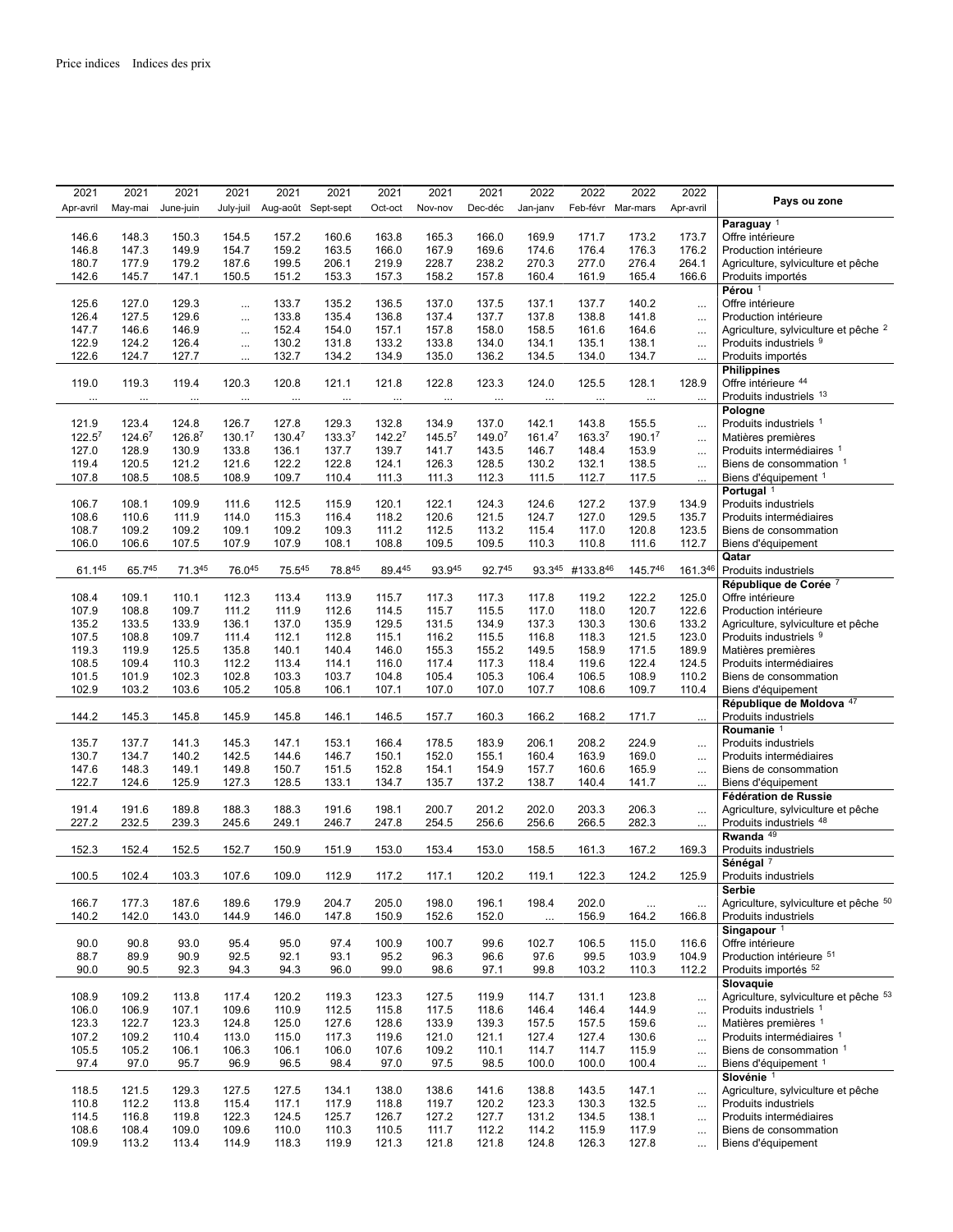Price indices    Indices des prix

| 2021 Apr-avril | 2021 May-mai | 2021 June-juin | 2021 July-juil | 2021 Aug-août | 2021 Sept-sept | 2021 Oct-oct | 2021 Nov-nov | 2021 Dec-déc | 2022 Jan-janv | 2022 Feb-févr | 2022 Mar-mars | 2022 Apr-avril | Pays ou zone |
|---|---|---|---|---|---|---|---|---|---|---|---|---|---|
| | | | | | | | | | | | | | **Paraguay** [1] |
| 146.6 | 148.3 | 150.3 | 154.5 | 157.2 | 160.6 | 163.8 | 165.3 | 166.0 | 169.9 | 171.7 | 173.2 | 173.7 | Offre intérieure |
| 146.8 | 147.3 | 149.9 | 154.7 | 159.2 | 163.5 | 166.0 | 167.9 | 169.6 | 174.6 | 176.4 | 176.3 | 176.2 | Production intérieure |
| 180.7 | 177.9 | 179.2 | 187.6 | 199.5 | 206.1 | 219.9 | 228.7 | 238.2 | 270.3 | 277.0 | 276.4 | 264.1 | Agriculture, sylviculture et pêche |
| 142.6 | 145.7 | 147.1 | 150.5 | 151.2 | 153.3 | 157.3 | 158.2 | 157.8 | 160.4 | 161.9 | 165.4 | 166.6 | Produits importés |
| | | | | | | | | | | | | | **Pérou** [1] |
| 125.6 | 127.0 | 129.3 | ... | 133.7 | 135.2 | 136.5 | 137.0 | 137.5 | 137.1 | 137.7 | 140.2 | ... | Offre intérieure |
| 126.4 | 127.5 | 129.6 | ... | 133.8 | 135.4 | 136.8 | 137.4 | 137.7 | 137.8 | 138.8 | 141.8 | ... | Production intérieure |
| 147.7 | 146.6 | 146.9 | ... | 152.4 | 154.0 | 157.1 | 157.8 | 158.0 | 158.5 | 161.6 | 164.6 | ... | Agriculture, sylviculture et pêche [2] |
| 122.9 | 124.2 | 126.4 | ... | 130.2 | 131.8 | 133.2 | 133.8 | 134.0 | 134.1 | 135.1 | 138.1 | ... | Produits industriels [9] |
| 122.6 | 124.7 | 127.7 | ... | 132.7 | 134.2 | 134.9 | 135.0 | 136.2 | 134.5 | 134.0 | 134.7 | ... | Produits importés |
| | | | | | | | | | | | | | **Philippines** |
| 119.0 | 119.3 | 119.4 | 120.3 | 120.8 | 121.1 | 121.8 | 122.8 | 123.3 | 124.0 | 125.5 | 128.1 | 128.9 | Offre intérieure [44] |
| ... | ... | ... | ... | ... | ... | ... | ... | ... | ... | ... | ... | ... | Produits industriels [13] |
| | | | | | | | | | | | | | **Pologne** |
| 121.9 | 123.4 | 124.8 | 126.7 | 127.8 | 129.3 | 132.8 | 134.9 | 137.0 | 142.1 | 143.8 | 155.5 | ... | Produits industriels [1] |
| 122.5[7] | 124.6[7] | 126.8[7] | 130.1[7] | 130.4[7] | 133.3[7] | 142.2[7] | 145.5[7] | 149.0[7] | 161.4[7] | 163.3[7] | 190.1[7] | ... | Matières premières |
| 127.0 | 128.9 | 130.9 | 133.8 | 136.1 | 137.7 | 139.7 | 141.7 | 143.5 | 146.7 | 148.4 | 153.9 | ... | Produits intermédiaires [1] |
| 119.4 | 120.5 | 121.2 | 121.6 | 122.2 | 122.8 | 124.1 | 126.3 | 128.5 | 130.2 | 132.1 | 138.5 | ... | Biens de consommation [1] |
| 107.8 | 108.5 | 108.5 | 108.9 | 109.7 | 110.4 | 111.3 | 111.3 | 112.3 | 111.5 | 112.7 | 117.5 | ... | Biens d'équipement [1] |
| | | | | | | | | | | | | | **Portugal** [1] |
| 106.7 | 108.1 | 109.9 | 111.6 | 112.5 | 115.9 | 120.1 | 122.1 | 124.3 | 124.6 | 127.2 | 137.9 | 134.9 | Produits industriels |
| 108.6 | 110.6 | 111.9 | 114.0 | 115.3 | 116.4 | 118.2 | 120.6 | 121.5 | 124.7 | 127.0 | 129.5 | 135.7 | Produits intermédiaires |
| 108.7 | 109.2 | 109.2 | 109.1 | 109.2 | 109.3 | 111.2 | 112.5 | 113.2 | 115.4 | 117.0 | 120.8 | 123.5 | Biens de consommation |
| 106.0 | 106.6 | 107.5 | 107.9 | 107.9 | 108.1 | 108.8 | 109.5 | 109.5 | 110.3 | 110.8 | 111.6 | 112.7 | Biens d'équipement |
| | | | | | | | | | | | | | **Qatar** |
| 61.1[45] | 65.7[45] | 71.3[45] | 76.0[45] | 75.5[45] | 78.8[45] | 89.4[45] | 93.9[45] | 92.7[45] | 93.3[45] | #133.8[46] | 145.7[46] | 161.3[46] | Produits industriels |
| | | | | | | | | | | | | | **République de Corée** [7] |
| 108.4 | 109.1 | 110.1 | 112.3 | 113.4 | 113.9 | 115.7 | 117.3 | 117.3 | 117.8 | 119.2 | 122.2 | 125.0 | Offre intérieure |
| 107.9 | 108.8 | 109.7 | 111.2 | 111.9 | 112.6 | 114.5 | 115.7 | 115.5 | 117.0 | 118.0 | 120.7 | 122.6 | Production intérieure |
| 135.2 | 133.5 | 133.9 | 136.1 | 137.0 | 135.9 | 129.5 | 131.5 | 134.9 | 137.3 | 130.3 | 130.6 | 133.2 | Agriculture, sylviculture et pêche |
| 107.5 | 108.8 | 109.7 | 111.4 | 112.1 | 112.8 | 115.1 | 116.2 | 115.5 | 116.8 | 118.3 | 121.5 | 123.0 | Produits industriels [9] |
| 119.3 | 119.9 | 125.5 | 135.8 | 140.1 | 140.4 | 146.0 | 155.3 | 155.2 | 149.5 | 158.9 | 171.5 | 189.9 | Matières premières |
| 108.5 | 109.4 | 110.3 | 112.2 | 113.4 | 114.1 | 116.0 | 117.4 | 117.3 | 118.4 | 119.6 | 122.4 | 124.5 | Produits intermédiaires |
| 101.5 | 101.9 | 102.3 | 102.8 | 103.3 | 103.7 | 104.8 | 105.4 | 105.3 | 106.4 | 106.5 | 108.9 | 110.2 | Biens de consommation |
| 102.9 | 103.2 | 103.6 | 105.2 | 105.8 | 106.1 | 107.1 | 107.0 | 107.0 | 107.7 | 108.6 | 109.7 | 110.4 | Biens d'équipement |
| | | | | | | | | | | | | | **République de Moldova** [47] |
| 144.2 | 145.3 | 145.8 | 145.9 | 145.8 | 146.1 | 146.5 | 157.7 | 160.3 | 166.2 | 168.2 | 171.7 | ... | Produits industriels |
| | | | | | | | | | | | | | **Roumanie** [1] |
| 135.7 | 137.7 | 141.3 | 145.3 | 147.1 | 153.1 | 166.4 | 178.5 | 183.9 | 206.1 | 208.2 | 224.9 | ... | Produits industriels |
| 130.7 | 134.7 | 140.2 | 142.5 | 144.6 | 146.7 | 150.1 | 152.0 | 155.1 | 160.4 | 163.9 | 169.0 | ... | Produits intermédiaires |
| 147.6 | 148.3 | 149.1 | 149.8 | 150.7 | 151.5 | 152.8 | 154.1 | 154.9 | 157.7 | 160.6 | 165.9 | ... | Biens de consommation |
| 122.7 | 124.6 | 125.9 | 127.3 | 128.5 | 133.1 | 134.7 | 135.7 | 137.2 | 138.7 | 140.4 | 141.7 | ... | Biens d'équipement |
| | | | | | | | | | | | | | **Fédération de Russie** |
| 191.4 | 191.6 | 189.8 | 188.3 | 188.3 | 191.6 | 198.1 | 200.7 | 201.2 | 202.0 | 203.3 | 206.3 | ... | Agriculture, sylviculture et pêche |
| 227.2 | 232.5 | 239.3 | 245.6 | 249.1 | 246.7 | 247.8 | 254.5 | 256.6 | 256.6 | 266.5 | 282.3 | ... | Produits industriels [48] |
| | | | | | | | | | | | | | **Rwanda** [49] |
| 152.3 | 152.4 | 152.5 | 152.7 | 150.9 | 151.9 | 153.0 | 153.4 | 153.0 | 158.5 | 161.3 | 167.2 | 169.3 | Produits industriels |
| | | | | | | | | | | | | | **Sénégal** [7] |
| 100.5 | 102.4 | 103.3 | 107.6 | 109.0 | 112.9 | 117.2 | 117.1 | 120.2 | 119.1 | 122.3 | 124.2 | 125.9 | Produits industriels |
| | | | | | | | | | | | | | **Serbie** |
| 166.7 | 177.3 | 187.6 | 189.6 | 179.9 | 204.7 | 205.0 | 198.0 | 196.1 | 198.4 | 202.0 | ... | ... | Agriculture, sylviculture et pêche [50] |
| 140.2 | 142.0 | 143.0 | 144.9 | 146.0 | 147.8 | 150.9 | 152.6 | 152.0 | ... | 156.9 | 164.2 | 166.8 | Produits industriels |
| | | | | | | | | | | | | | **Singapour** [1] |
| 90.0 | 90.8 | 93.0 | 95.4 | 95.0 | 97.4 | 100.9 | 100.7 | 99.6 | 102.7 | 106.5 | 115.0 | 116.6 | Offre intérieure |
| 88.7 | 89.9 | 90.9 | 92.5 | 92.1 | 93.1 | 95.2 | 96.3 | 96.6 | 97.6 | 99.5 | 103.9 | 104.9 | Production intérieure [51] |
| 90.0 | 90.5 | 92.3 | 94.3 | 94.3 | 96.0 | 99.0 | 98.6 | 97.1 | 99.8 | 103.2 | 110.3 | 112.2 | Produits importés [52] |
| | | | | | | | | | | | | | **Slovaquie** |
| 108.9 | 109.2 | 113.8 | 117.4 | 120.2 | 119.3 | 123.3 | 127.5 | 119.9 | 114.7 | 131.1 | 123.8 | ... | Agriculture, sylviculture et pêche [53] |
| 106.0 | 106.9 | 107.1 | 109.6 | 110.9 | 112.5 | 115.8 | 117.5 | 118.6 | 146.4 | 146.4 | 144.9 | ... | Produits industriels [1] |
| 123.3 | 122.7 | 123.3 | 124.8 | 125.0 | 127.6 | 128.6 | 133.9 | 139.3 | 157.5 | 157.5 | 159.6 | ... | Matières premières [1] |
| 107.2 | 109.2 | 110.4 | 113.0 | 115.0 | 117.3 | 119.6 | 121.0 | 121.1 | 127.4 | 127.4 | 130.6 | ... | Produits intermédiaires [1] |
| 105.5 | 105.2 | 106.1 | 106.3 | 106.1 | 106.0 | 107.6 | 109.2 | 110.1 | 114.7 | 114.7 | 115.9 | ... | Biens de consommation [1] |
| 97.4 | 97.0 | 95.7 | 96.9 | 96.5 | 98.4 | 97.0 | 97.5 | 98.5 | 100.0 | 100.0 | 100.4 | ... | Biens d'équipement [1] |
| | | | | | | | | | | | | | **Slovénie** [1] |
| 118.5 | 121.5 | 129.3 | 127.5 | 127.5 | 134.1 | 138.0 | 138.6 | 141.6 | 138.8 | 143.5 | 147.1 | ... | Agriculture, sylviculture et pêche |
| 110.8 | 112.2 | 113.8 | 115.4 | 117.1 | 117.9 | 118.8 | 119.7 | 120.2 | 123.3 | 130.3 | 132.5 | ... | Produits industriels |
| 114.5 | 116.8 | 119.8 | 122.3 | 124.5 | 125.7 | 126.7 | 127.2 | 127.7 | 131.2 | 134.5 | 138.1 | ... | Produits intermédiaires |
| 108.6 | 108.4 | 109.0 | 109.6 | 110.0 | 110.3 | 110.5 | 111.7 | 112.2 | 114.2 | 115.9 | 117.9 | ... | Biens de consommation |
| 109.9 | 113.2 | 113.4 | 114.9 | 118.3 | 119.9 | 121.3 | 121.8 | 121.8 | 124.8 | 126.3 | 127.8 | ... | Biens d'équipement |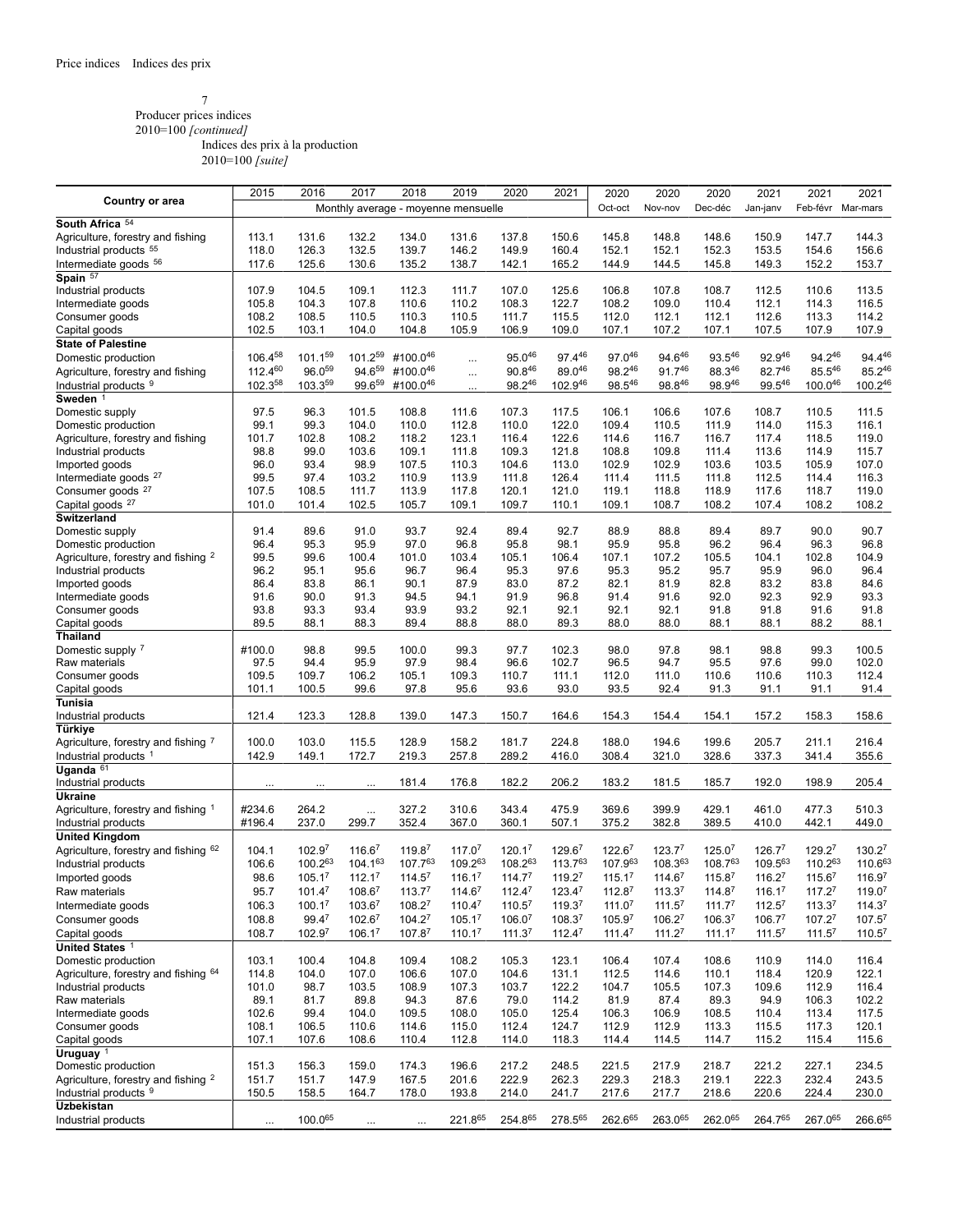Price indices    Indices des prix

7
Producer prices indices
2010=100 *[continued]*
Indices des prix à la production
2010=100 *[suite]*

| Country or area | 2015 | 2016 | 2017 | 2018 | 2019 | 2020 | 2021 | 2020 | 2020 | 2020 | 2021 | 2021 | 2021 |
|---|---|---|---|---|---|---|---|---|---|---|---|---|---|
| | Monthly average - moyenne mensuelle | | | | | | | Oct-oct | Nov-nov | Dec-déc | Jan-janv | Feb-févr | Mar-mars |
| **South Africa** [54] | | | | | | | | | | | | | |
| Agriculture, forestry and fishing | 113.1 | 131.6 | 132.2 | 134.0 | 131.6 | 137.8 | 150.6 | 145.8 | 148.8 | 148.6 | 150.9 | 147.7 | 144.3 |
| Industrial products [55] | 118.0 | 126.3 | 132.5 | 139.7 | 146.2 | 149.9 | 160.4 | 152.1 | 152.1 | 152.3 | 153.5 | 154.6 | 156.6 |
| Intermediate goods [56] | 117.6 | 125.6 | 130.6 | 135.2 | 138.7 | 142.1 | 165.2 | 144.9 | 144.5 | 145.8 | 149.3 | 152.2 | 153.7 |
| **Spain** [57] | | | | | | | | | | | | | |
| Industrial products | 107.9 | 104.5 | 109.1 | 112.3 | 111.7 | 107.0 | 125.6 | 106.8 | 107.8 | 108.7 | 112.5 | 110.6 | 113.5 |
| Intermediate goods | 105.8 | 104.3 | 107.8 | 110.6 | 110.2 | 108.3 | 122.7 | 108.2 | 109.0 | 110.4 | 112.1 | 114.3 | 116.5 |
| Consumer goods | 108.2 | 108.5 | 110.5 | 110.3 | 110.5 | 111.7 | 115.5 | 112.0 | 112.1 | 112.1 | 112.6 | 113.3 | 114.2 |
| Capital goods | 102.5 | 103.1 | 104.0 | 104.8 | 105.9 | 106.9 | 109.0 | 107.1 | 107.2 | 107.1 | 107.5 | 107.9 | 107.9 |
| **State of Palestine** | | | | | | | | | | | | | |
| Domestic production | 106.4[58] | 101.1[59] | 101.2[59] | #100.0[46] | ... | 95.0[46] | 97.4[46] | 97.0[46] | 94.6[46] | 93.5[46] | 92.9[46] | 94.2[46] | 94.4[46] |
| Agriculture, forestry and fishing | 112.4[60] | 96.0[59] | 94.6[59] | #100.0[46] | ... | 90.8[46] | 89.0[46] | 98.2[46] | 91.7[46] | 88.3[46] | 82.7[46] | 85.5[46] | 85.2[46] |
| Industrial products [9] | 102.3[58] | 103.3[59] | 99.6[59] | #100.0[46] | ... | 98.2[46] | 102.9[46] | 98.5[46] | 98.8[46] | 98.9[46] | 99.5[46] | 100.0[46] | 100.2[46] |
| **Sweden** [1] | | | | | | | | | | | | | |
| Domestic supply | 97.5 | 96.3 | 101.5 | 108.8 | 111.6 | 107.3 | 117.5 | 106.1 | 106.6 | 107.6 | 108.7 | 110.5 | 111.5 |
| Domestic production | 99.1 | 99.3 | 104.0 | 110.0 | 112.8 | 110.0 | 122.0 | 109.4 | 110.5 | 111.9 | 114.0 | 115.3 | 116.1 |
| Agriculture, forestry and fishing | 101.7 | 102.8 | 108.2 | 118.2 | 123.1 | 116.4 | 122.6 | 114.6 | 116.7 | 116.7 | 117.4 | 118.5 | 119.0 |
| Industrial products | 98.8 | 99.0 | 103.6 | 109.1 | 111.8 | 109.3 | 121.8 | 108.8 | 109.8 | 111.4 | 113.6 | 114.9 | 115.7 |
| Imported goods | 96.0 | 93.4 | 98.9 | 107.5 | 110.3 | 104.6 | 113.0 | 102.9 | 102.9 | 103.6 | 103.5 | 105.9 | 107.0 |
| Intermediate goods [27] | 99.5 | 97.4 | 103.2 | 110.9 | 113.9 | 111.8 | 126.4 | 111.4 | 111.5 | 111.8 | 112.5 | 114.4 | 116.3 |
| Consumer goods [27] | 107.5 | 108.5 | 111.7 | 113.9 | 117.8 | 120.1 | 121.0 | 119.1 | 118.8 | 118.9 | 117.6 | 118.7 | 119.0 |
| Capital goods [27] | 101.0 | 101.4 | 102.5 | 105.7 | 109.1 | 109.7 | 110.1 | 109.1 | 108.7 | 108.2 | 107.4 | 108.2 | 108.2 |
| **Switzerland** | | | | | | | | | | | | | |
| Domestic supply | 91.4 | 89.6 | 91.0 | 93.7 | 92.4 | 89.4 | 92.7 | 88.9 | 88.8 | 89.4 | 89.7 | 90.0 | 90.7 |
| Domestic production | 96.4 | 95.3 | 95.9 | 97.0 | 96.8 | 95.8 | 98.1 | 95.9 | 95.8 | 96.2 | 96.4 | 96.3 | 96.8 |
| Agriculture, forestry and fishing [2] | 99.5 | 99.6 | 100.4 | 101.0 | 103.4 | 105.1 | 106.4 | 107.1 | 107.2 | 105.5 | 104.1 | 102.8 | 104.9 |
| Industrial products | 96.2 | 95.1 | 95.6 | 96.7 | 96.4 | 95.3 | 97.6 | 95.3 | 95.2 | 95.7 | 95.9 | 96.0 | 96.4 |
| Imported goods | 86.4 | 83.8 | 86.1 | 90.1 | 87.9 | 83.0 | 87.2 | 82.1 | 81.9 | 82.8 | 83.2 | 83.8 | 84.6 |
| Intermediate goods | 91.6 | 90.0 | 91.3 | 94.5 | 94.1 | 91.9 | 96.8 | 91.4 | 91.6 | 92.0 | 92.3 | 92.9 | 93.3 |
| Consumer goods | 93.8 | 93.3 | 93.4 | 93.9 | 93.2 | 92.1 | 92.1 | 92.1 | 92.1 | 91.8 | 91.8 | 91.6 | 91.8 |
| Capital goods | 89.5 | 88.1 | 88.3 | 89.4 | 88.8 | 88.0 | 89.3 | 88.0 | 88.0 | 88.1 | 88.1 | 88.2 | 88.1 |
| **Thailand** | | | | | | | | | | | | | |
| Domestic supply [7] | #100.0 | 98.8 | 99.5 | 100.0 | 99.3 | 97.7 | 102.3 | 98.0 | 97.8 | 98.1 | 98.8 | 99.3 | 100.5 |
| Raw materials | 97.5 | 94.4 | 95.9 | 97.9 | 98.4 | 96.6 | 102.7 | 96.5 | 94.7 | 95.5 | 97.6 | 99.0 | 102.0 |
| Consumer goods | 109.5 | 109.7 | 106.2 | 105.1 | 109.3 | 110.7 | 111.1 | 112.0 | 111.0 | 110.6 | 110.6 | 110.3 | 112.4 |
| Capital goods | 101.1 | 100.5 | 99.6 | 97.8 | 95.6 | 93.6 | 93.0 | 93.5 | 92.4 | 91.3 | 91.1 | 91.1 | 91.4 |
| **Tunisia** | | | | | | | | | | | | | |
| Industrial products | 121.4 | 123.3 | 128.8 | 139.0 | 147.3 | 150.7 | 164.6 | 154.3 | 154.4 | 154.1 | 157.2 | 158.3 | 158.6 |
| **Türkiye** | | | | | | | | | | | | | |
| Agriculture, forestry and fishing [7] | 100.0 | 103.0 | 115.5 | 128.9 | 158.2 | 181.7 | 224.8 | 188.0 | 194.6 | 199.6 | 205.7 | 211.1 | 216.4 |
| Industrial products [1] | 142.9 | 149.1 | 172.7 | 219.3 | 257.8 | 289.2 | 416.0 | 308.4 | 321.0 | 328.6 | 337.3 | 341.4 | 355.6 |
| **Uganda** [61] | | | | | | | | | | | | | |
| Industrial products | ... | ... | ... | 181.4 | 176.8 | 182.2 | 206.2 | 183.2 | 181.5 | 185.7 | 192.0 | 198.9 | 205.4 |
| **Ukraine** | | | | | | | | | | | | | |
| Agriculture, forestry and fishing [1] | #234.6 | 264.2 | ... | 327.2 | 310.6 | 343.4 | 475.9 | 369.6 | 399.9 | 429.1 | 461.0 | 477.3 | 510.3 |
| Industrial products | #196.4 | 237.0 | 299.7 | 352.4 | 367.0 | 360.1 | 507.1 | 375.2 | 382.8 | 389.5 | 410.0 | 442.1 | 449.0 |
| **United Kingdom** | | | | | | | | | | | | | |
| Agriculture, forestry and fishing [62] | 104.1 | 102.9[7] | 116.6[7] | 119.8[7] | 117.0[7] | 120.1[7] | 129.6[7] | 122.6[7] | 123.7[7] | 125.0[7] | 126.7[7] | 129.2[7] | 130.2[7] |
| Industrial products | 106.6 | 100.2[63] | 104.1[63] | 107.7[63] | 109.2[63] | 108.2[63] | 113.7[63] | 107.9[63] | 108.3[63] | 108.7[63] | 109.5[63] | 110.2[63] | 110.6[63] |
| Imported goods | 98.6 | 105.1[7] | 112.1[7] | 114.5[7] | 116.1[7] | 114.7[7] | 119.2[7] | 115.1[7] | 114.6[7] | 115.8[7] | 116.2[7] | 115.6[7] | 116.9[7] |
| Raw materials | 95.7 | 101.4[7] | 108.6[7] | 113.7[7] | 114.6[7] | 112.4[7] | 123.4[7] | 112.8[7] | 113.3[7] | 114.8[7] | 116.1[7] | 117.2[7] | 119.0[7] |
| Intermediate goods | 106.3 | 100.1[7] | 103.6[7] | 108.2[7] | 110.4[7] | 110.5[7] | 119.3[7] | 111.0[7] | 111.5[7] | 111.7[7] | 112.5[7] | 113.3[7] | 114.3[7] |
| Consumer goods | 108.8 | 99.4[7] | 102.6[7] | 104.2[7] | 105.1[7] | 106.0[7] | 108.3[7] | 105.9[7] | 106.2[7] | 106.3[7] | 106.7[7] | 107.2[7] | 107.5[7] |
| Capital goods | 108.7 | 102.9[7] | 106.1[7] | 107.8[7] | 110.1[7] | 111.3[7] | 112.4[7] | 111.4[7] | 111.2[7] | 111.1[7] | 111.5[7] | 111.5[7] | 110.5[7] |
| **United States** [1] | | | | | | | | | | | | | |
| Domestic production | 103.1 | 100.4 | 104.8 | 109.4 | 108.2 | 105.3 | 123.1 | 106.4 | 107.4 | 108.6 | 110.9 | 114.0 | 116.4 |
| Agriculture, forestry and fishing [64] | 114.8 | 104.0 | 107.0 | 106.6 | 107.0 | 104.6 | 131.1 | 112.5 | 114.6 | 110.1 | 118.4 | 120.9 | 122.1 |
| Industrial products | 101.0 | 98.7 | 103.5 | 108.9 | 107.3 | 103.7 | 122.2 | 104.7 | 105.5 | 107.3 | 109.6 | 112.9 | 116.4 |
| Raw materials | 89.1 | 81.7 | 89.8 | 94.3 | 87.6 | 79.0 | 114.2 | 81.9 | 87.4 | 89.3 | 94.9 | 106.3 | 102.2 |
| Intermediate goods | 102.6 | 99.4 | 104.0 | 109.5 | 108.0 | 105.0 | 125.4 | 106.3 | 106.9 | 108.5 | 110.4 | 113.4 | 117.5 |
| Consumer goods | 108.1 | 106.5 | 110.6 | 114.6 | 115.0 | 112.4 | 124.7 | 112.9 | 112.9 | 113.3 | 115.5 | 117.3 | 120.1 |
| Capital goods | 107.1 | 107.6 | 108.6 | 110.4 | 112.8 | 114.0 | 118.3 | 114.4 | 114.5 | 114.7 | 115.2 | 115.4 | 115.6 |
| **Uruguay** [1] | | | | | | | | | | | | | |
| Domestic production | 151.3 | 156.3 | 159.0 | 174.3 | 196.6 | 217.2 | 248.5 | 221.5 | 217.9 | 218.7 | 221.2 | 227.1 | 234.5 |
| Agriculture, forestry and fishing [2] | 151.7 | 151.7 | 147.9 | 167.5 | 201.6 | 222.9 | 262.3 | 229.3 | 218.3 | 219.1 | 222.3 | 232.4 | 243.5 |
| Industrial products [9] | 150.5 | 158.5 | 164.7 | 178.0 | 193.8 | 214.0 | 241.7 | 217.6 | 217.7 | 218.6 | 220.6 | 224.4 | 230.0 |
| **Uzbekistan** | | | | | | | | | | | | | |
| Industrial products | ... | 100.0[65] | ... | ... | 221.8[65] | 254.8[65] | 278.5[65] | 262.6[65] | 263.0[65] | 262.0[65] | 264.7[65] | 267.0[65] | 266.6[65] |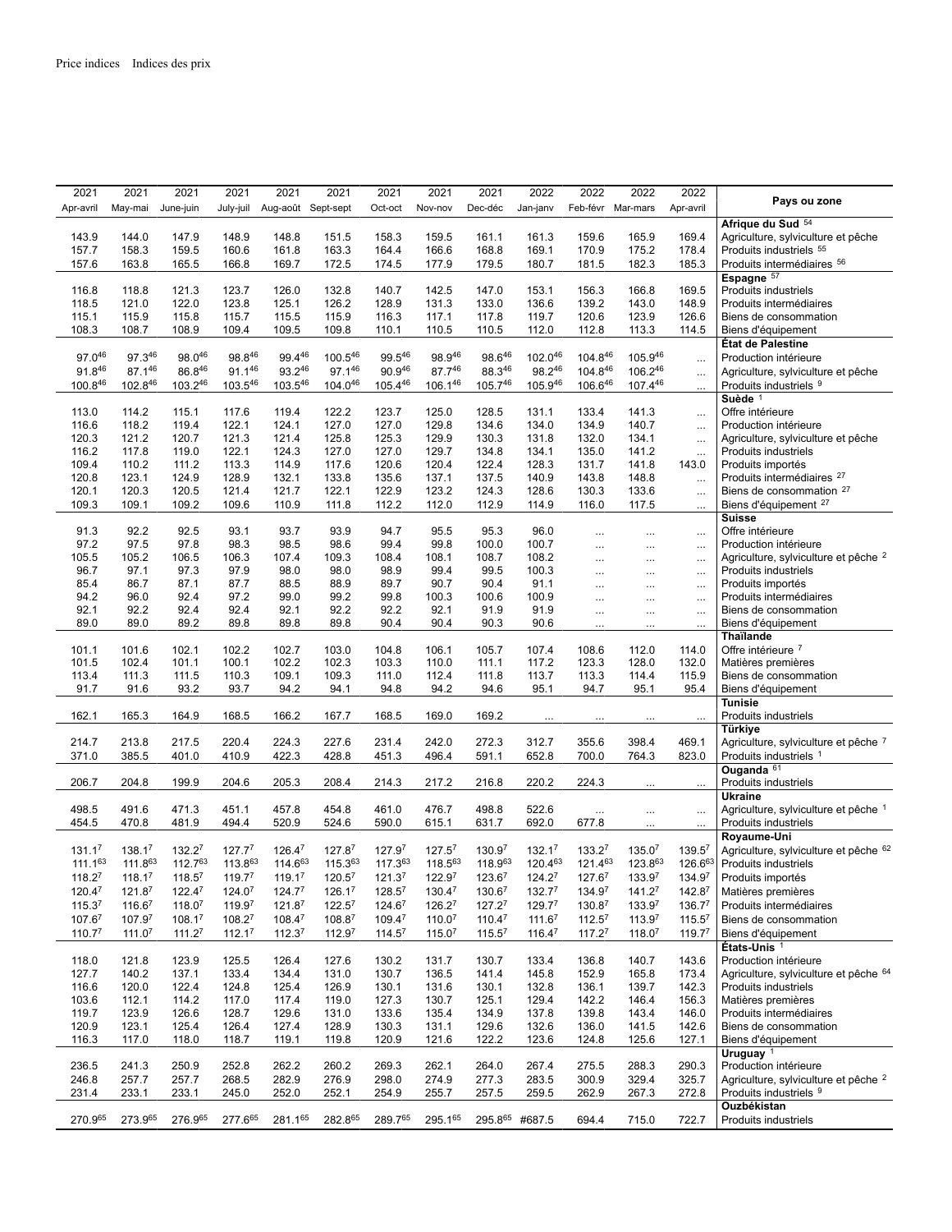Price indices    Indices des prix

| 2021 Apr-avril | 2021 May-mai | 2021 June-juin | 2021 July-juil | 2021 Aug-août | 2021 Sept-sept | 2021 Oct-oct | 2021 Nov-nov | 2021 Dec-déc | 2022 Jan-janv | 2022 Feb-févr | 2022 Mar-mars | 2022 Apr-avril | Pays ou zone |
|---|---|---|---|---|---|---|---|---|---|---|---|---|---|
| | | | | | | | | | | | | | **Afrique du Sud** [54] |
| 143.9 | 144.0 | 147.9 | 148.9 | 148.8 | 151.5 | 158.3 | 159.5 | 161.1 | 161.3 | 159.6 | 165.9 | 169.4 | Agriculture, sylviculture et pêche |
| 157.7 | 158.3 | 159.5 | 160.6 | 161.8 | 163.3 | 164.4 | 166.6 | 168.8 | 169.1 | 170.9 | 175.2 | 178.4 | Produits industriels [55] |
| 157.6 | 163.8 | 165.5 | 166.8 | 169.7 | 172.5 | 174.5 | 177.9 | 179.5 | 180.7 | 181.5 | 182.3 | 185.3 | Produits intermédiaires [56] |
| | | | | | | | | | | | | | **Espagne** [57] |
| 116.8 | 118.8 | 121.3 | 123.7 | 126.0 | 132.8 | 140.7 | 142.5 | 147.0 | 153.1 | 156.3 | 166.8 | 169.5 | Produits industriels |
| 118.5 | 121.0 | 122.0 | 123.8 | 125.1 | 126.2 | 128.9 | 131.3 | 133.0 | 136.6 | 139.2 | 143.0 | 148.9 | Produits intermédiaires |
| 115.1 | 115.9 | 115.8 | 115.7 | 115.5 | 115.9 | 116.3 | 117.1 | 117.8 | 119.7 | 120.6 | 123.9 | 126.6 | Biens de consommation |
| 108.3 | 108.7 | 108.9 | 109.4 | 109.5 | 109.8 | 110.1 | 110.5 | 110.5 | 112.0 | 112.8 | 113.3 | 114.5 | Biens d'équipement |
| | | | | | | | | | | | | | **État de Palestine** |
| 97.0[46] | 97.3[46] | 98.0[46] | 98.8[46] | 99.4[46] | 100.5[46] | 99.5[46] | 98.9[46] | 98.6[46] | 102.0[46] | 104.8[46] | 105.9[46] | ... | Production intérieure |
| 91.8[46] | 87.1[46] | 86.8[46] | 91.1[46] | 93.2[46] | 97.1[46] | 90.9[46] | 87.7[46] | 88.3[46] | 98.2[46] | 104.8[46] | 106.2[46] | ... | Agriculture, sylviculture et pêche |
| 100.8[46] | 102.8[46] | 103.2[46] | 103.5[46] | 103.5[46] | 104.0[46] | 105.4[46] | 106.1[46] | 105.7[46] | 105.9[46] | 106.6[46] | 107.4[46] | ... | Produits industriels [9] |
| | | | | | | | | | | | | | **Suède** [1] |
| 113.0 | 114.2 | 115.1 | 117.6 | 119.4 | 122.2 | 123.7 | 125.0 | 128.5 | 131.1 | 133.4 | 141.3 | ... | Offre intérieure |
| 116.6 | 118.2 | 119.4 | 122.1 | 124.1 | 127.0 | 127.0 | 129.8 | 134.6 | 134.0 | 134.9 | 140.7 | ... | Production intérieure |
| 120.3 | 121.2 | 120.7 | 121.3 | 121.4 | 125.8 | 125.3 | 129.9 | 130.3 | 131.8 | 132.0 | 134.1 | ... | Agriculture, sylviculture et pêche |
| 116.2 | 117.8 | 119.0 | 122.1 | 124.3 | 127.0 | 127.0 | 129.7 | 134.8 | 134.1 | 135.0 | 141.2 | ... | Produits industriels |
| 109.4 | 110.2 | 111.2 | 113.3 | 114.9 | 117.6 | 120.6 | 120.4 | 122.4 | 128.3 | 131.7 | 141.8 | 143.0 | Produits importés |
| 120.8 | 123.1 | 124.9 | 128.9 | 132.1 | 133.8 | 135.6 | 137.1 | 137.5 | 140.9 | 143.8 | 148.8 | ... | Produits intermédiaires [27] |
| 120.1 | 120.3 | 120.5 | 121.4 | 121.7 | 122.1 | 122.9 | 123.2 | 124.3 | 128.6 | 130.3 | 133.6 | ... | Biens de consommation [27] |
| 109.3 | 109.1 | 109.2 | 109.6 | 110.9 | 111.8 | 112.2 | 112.0 | 112.9 | 114.9 | 116.0 | 117.5 | ... | Biens d'équipement [27] |
| | | | | | | | | | | | | | **Suisse** |
| 91.3 | 92.2 | 92.5 | 93.1 | 93.7 | 93.9 | 94.7 | 95.5 | 95.3 | 96.0 | ... | ... | ... | Offre intérieure |
| 97.2 | 97.5 | 97.8 | 98.3 | 98.5 | 98.6 | 99.4 | 99.8 | 100.0 | 100.7 | ... | ... | ... | Production intérieure |
| 105.5 | 105.2 | 106.5 | 106.3 | 107.4 | 109.3 | 108.4 | 108.1 | 108.7 | 108.2 | ... | ... | ... | Agriculture, sylviculture et pêche [2] |
| 96.7 | 97.1 | 97.3 | 97.9 | 98.0 | 98.0 | 98.9 | 99.4 | 99.5 | 100.3 | ... | ... | ... | Produits industriels |
| 85.4 | 86.7 | 87.1 | 87.7 | 88.5 | 88.9 | 89.7 | 90.7 | 90.4 | 91.1 | ... | ... | ... | Produits importés |
| 94.2 | 96.0 | 92.4 | 97.2 | 99.0 | 99.2 | 99.8 | 100.3 | 100.6 | 100.9 | ... | ... | ... | Produits intermédiaires |
| 92.1 | 92.2 | 92.4 | 92.4 | 92.1 | 92.2 | 92.2 | 92.1 | 91.9 | 91.9 | ... | ... | ... | Biens de consommation |
| 89.0 | 89.0 | 89.2 | 89.8 | 89.8 | 89.8 | 90.4 | 90.4 | 90.3 | 90.6 | ... | ... | ... | Biens d'équipement |
| | | | | | | | | | | | | | **Thaïlande** |
| 101.1 | 101.6 | 102.1 | 102.2 | 102.7 | 103.0 | 104.8 | 106.1 | 105.7 | 107.4 | 108.6 | 112.0 | 114.0 | Offre intérieure [7] |
| 101.5 | 102.4 | 101.1 | 100.1 | 102.2 | 102.3 | 103.3 | 110.0 | 111.1 | 117.2 | 123.3 | 128.0 | 132.0 | Matières premières |
| 113.4 | 111.3 | 111.5 | 110.3 | 109.1 | 109.3 | 111.0 | 112.4 | 111.8 | 113.7 | 113.3 | 114.4 | 115.9 | Biens de consommation |
| 91.7 | 91.6 | 93.2 | 93.7 | 94.2 | 94.1 | 94.8 | 94.2 | 94.6 | 95.1 | 94.7 | 95.1 | 95.4 | Biens d'équipement |
| | | | | | | | | | | | | | **Tunisie** |
| 162.1 | 165.3 | 164.9 | 168.5 | 166.2 | 167.7 | 168.5 | 169.0 | 169.2 | ... | ... | ... | ... | Produits industriels |
| | | | | | | | | | | | | | **Türkiye** |
| 214.7 | 213.8 | 217.5 | 220.4 | 224.3 | 227.6 | 231.4 | 242.0 | 272.3 | 312.7 | 355.6 | 398.4 | 469.1 | Agriculture, sylviculture et pêche [7] |
| 371.0 | 385.5 | 401.0 | 410.9 | 422.3 | 428.8 | 451.3 | 496.4 | 591.1 | 652.8 | 700.0 | 764.3 | 823.0 | Produits industriels [1] |
| | | | | | | | | | | | | | **Ouganda** [61] |
| 206.7 | 204.8 | 199.9 | 204.6 | 205.3 | 208.4 | 214.3 | 217.2 | 216.8 | 220.2 | 224.3 | ... | ... | Produits industriels |
| | | | | | | | | | | | | | **Ukraine** |
| 498.5 | 491.6 | 471.3 | 451.1 | 457.8 | 454.8 | 461.0 | 476.7 | 498.8 | 522.6 | ... | ... | ... | Agriculture, sylviculture et pêche [1] |
| 454.5 | 470.8 | 481.9 | 494.4 | 520.9 | 524.6 | 590.0 | 615.1 | 631.7 | 692.0 | 677.8 | ... | ... | Produits industriels |
| | | | | | | | | | | | | | **Royaume-Uni** |
| 131.1[7] | 138.1[7] | 132.2[7] | 127.7[7] | 126.4[7] | 127.8[7] | 127.9[7] | 127.5[7] | 130.9[7] | 132.1[7] | 133.2[7] | 135.0[7] | 139.5[7] | Agriculture, sylviculture et pêche [62] |
| 111.1[63] | 111.8[63] | 112.7[63] | 113.8[63] | 114.6[63] | 115.3[63] | 117.3[63] | 118.5[63] | 118.9[63] | 120.4[63] | 121.4[63] | 123.8[63] | 126.6[63] | Produits industriels |
| 118.2[7] | 118.1[7] | 118.5[7] | 119.7[7] | 119.1[7] | 120.5[7] | 121.3[7] | 122.9[7] | 123.6[7] | 124.2[7] | 127.6[7] | 133.9[7] | 134.9[7] | Produits importés |
| 120.4[7] | 121.8[7] | 122.4[7] | 124.0[7] | 124.7[7] | 126.1[7] | 128.5[7] | 130.4[7] | 130.6[7] | 132.7[7] | 134.9[7] | 141.2[7] | 142.8[7] | Matières premières |
| 115.3[7] | 116.6[7] | 118.0[7] | 119.9[7] | 121.8[7] | 122.5[7] | 124.6[7] | 126.2[7] | 127.2[7] | 129.7[7] | 130.8[7] | 133.9[7] | 136.7[7] | Produits intermédiaires |
| 107.6[7] | 107.9[7] | 108.1[7] | 108.2[7] | 108.4[7] | 108.8[7] | 109.4[7] | 110.0[7] | 110.4[7] | 111.6[7] | 112.5[7] | 113.9[7] | 115.5[7] | Biens de consommation |
| 110.7[7] | 111.0[7] | 111.2[7] | 112.1[7] | 112.3[7] | 112.9[7] | 114.5[7] | 115.0[7] | 115.5[7] | 116.4[7] | 117.2[7] | 118.0[7] | 119.7[7] | Biens d'équipement |
| | | | | | | | | | | | | | **États-Unis** [1] |
| 118.0 | 121.8 | 123.9 | 125.5 | 126.4 | 127.6 | 130.2 | 131.7 | 130.7 | 133.4 | 136.8 | 140.7 | 143.6 | Production intérieure |
| 127.7 | 140.2 | 137.1 | 133.4 | 134.4 | 131.0 | 130.7 | 136.5 | 141.4 | 145.8 | 152.9 | 165.8 | 173.4 | Agriculture, sylviculture et pêche [64] |
| 116.6 | 120.0 | 122.4 | 124.8 | 125.4 | 126.9 | 130.1 | 131.6 | 130.1 | 132.8 | 136.1 | 139.7 | 142.3 | Produits industriels |
| 103.6 | 112.1 | 114.2 | 117.0 | 117.4 | 119.0 | 127.3 | 130.7 | 125.1 | 129.4 | 142.2 | 146.4 | 156.3 | Matières premières |
| 119.7 | 123.9 | 126.6 | 128.7 | 129.6 | 131.0 | 133.6 | 135.4 | 134.9 | 137.8 | 139.8 | 143.4 | 146.0 | Produits intermédiaires |
| 120.9 | 123.1 | 125.4 | 126.4 | 127.4 | 128.9 | 130.3 | 131.1 | 129.6 | 132.6 | 136.0 | 141.5 | 142.6 | Biens de consommation |
| 116.3 | 117.0 | 118.0 | 118.7 | 119.1 | 119.8 | 120.9 | 121.6 | 122.2 | 123.6 | 124.8 | 125.6 | 127.1 | Biens d'équipement |
| | | | | | | | | | | | | | **Uruguay** [1] |
| 236.5 | 241.3 | 250.9 | 252.8 | 262.2 | 260.2 | 269.3 | 262.1 | 264.0 | 267.4 | 275.5 | 288.3 | 290.3 | Production intérieure |
| 246.8 | 257.7 | 257.7 | 268.5 | 282.9 | 276.9 | 298.0 | 274.9 | 277.3 | 283.5 | 300.9 | 329.4 | 325.7 | Agriculture, sylviculture et pêche [2] |
| 231.4 | 233.1 | 233.1 | 245.0 | 252.0 | 252.1 | 254.9 | 255.7 | 257.5 | 259.5 | 262.9 | 267.3 | 272.8 | Produits industriels [9] |
| | | | | | | | | | | | | | **Ouzbékistan** |
| 270.9[65] | 273.9[65] | 276.9[65] | 277.6[65] | 281.1[65] | 282.8[65] | 289.7[65] | 295.1[65] | 295.8[65] | #687.5 | 694.4 | 715.0 | 722.7 | Produits industriels |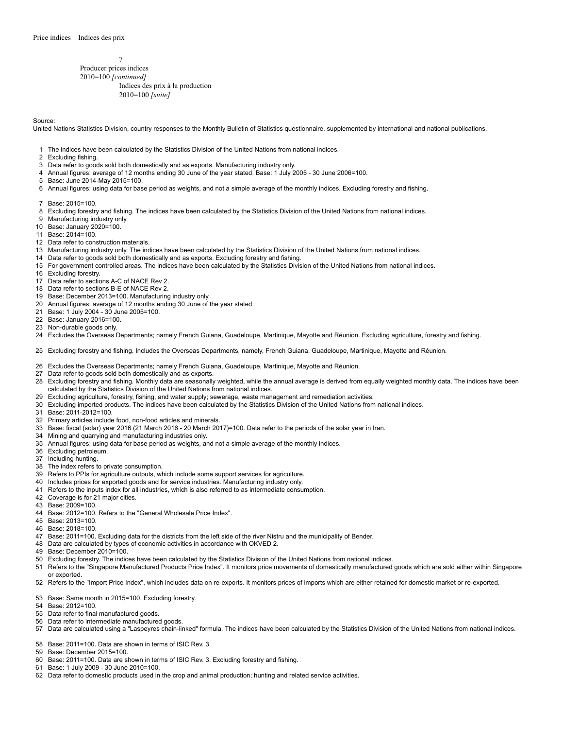Price indices    Indices des prix

7
Producer prices indices
2010=100 *[continued]*
Indices des prix à la production
2010=100 *[suite]*

Source:
United Nations Statistics Division, country responses to the Monthly Bulletin of Statistics questionnaire, supplemented by international and national publications.

1 The indices have been calculated by the Statistics Division of the United Nations from national indices.
2 Excluding fishing.
3 Data refer to goods sold both domestically and as exports. Manufacturing industry only.
4 Annual figures: average of 12 months ending 30 June of the year stated. Base: 1 July 2005 - 30 June 2006=100.
5 Base: June 2014-May 2015=100.
6 Annual figures: using data for base period as weights, and not a simple average of the monthly indices. Excluding forestry and fishing.
7 Base: 2015=100.
8 Excluding forestry and fishing. The indices have been calculated by the Statistics Division of the United Nations from national indices.
9 Manufacturing industry only.
10 Base: January 2020=100.
11 Base: 2014=100.
12 Data refer to construction materials.
13 Manufacturing industry only. The indices have been calculated by the Statistics Division of the United Nations from national indices.
14 Data refer to goods sold both domestically and as exports. Excluding forestry and fishing.
15 For government controlled areas. The indices have been calculated by the Statistics Division of the United Nations from national indices.
16 Excluding forestry.
17 Data refer to sections A-C of NACE Rev 2.
18 Data refer to sections B-E of NACE Rev 2.
19 Base: December 2013=100. Manufacturing industry only.
20 Annual figures: average of 12 months ending 30 June of the year stated.
21 Base: 1 July 2004 - 30 June 2005=100.
22 Base: January 2016=100.
23 Non-durable goods only.
24 Excludes the Overseas Departments; namely French Guiana, Guadeloupe, Martinique, Mayotte and Réunion. Excluding agriculture, forestry and fishing.
25 Excluding forestry and fishing. Includes the Overseas Departments, namely, French Guiana, Guadeloupe, Martinique, Mayotte and Réunion.
26 Excludes the Overseas Departments; namely French Guiana, Guadeloupe, Martinique, Mayotte and Réunion.
27 Data refer to goods sold both domestically and as exports.
28 Excluding forestry and fishing. Monthly data are seasonally weighted, while the annual average is derived from equally weighted monthly data. The indices have been calculated by the Statistics Division of the United Nations from national indices.
29 Excluding agriculture, forestry, fishing, and water supply; sewerage, waste management and remediation activities.
30 Excluding imported products. The indices have been calculated by the Statistics Division of the United Nations from national indices.
31 Base: 2011-2012=100.
32 Primary articles include food, non-food articles and minerals.
33 Base: fiscal (solar) year 2016 (21 March 2016 - 20 March 2017)=100. Data refer to the periods of the solar year in Iran.
34 Mining and quarrying and manufacturing industries only.
35 Annual figures: using data for base period as weights, and not a simple average of the monthly indices.
36 Excluding petroleum.
37 Including hunting.
38 The index refers to private consumption.
39 Refers to PPIs for agriculture outputs, which include some support services for agriculture.
40 Includes prices for exported goods and for service industries. Manufacturing industry only.
41 Refers to the inputs index for all industries, which is also referred to as intermediate consumption.
42 Coverage is for 21 major cities.
43 Base: 2009=100.
44 Base: 2012=100. Refers to the "General Wholesale Price Index".
45 Base: 2013=100.
46 Base: 2018=100.
47 Base: 2011=100. Excluding data for the districts from the left side of the river Nistru and the municipality of Bender.
48 Data are calculated by types of economic activities in accordance with OKVED 2.
49 Base: December 2010=100.
50 Excluding forestry. The indices have been calculated by the Statistics Division of the United Nations from national indices.
51 Refers to the "Singapore Manufactured Products Price Index". It monitors price movements of domestically manufactured goods which are sold either within Singapore or exported.
52 Refers to the "Import Price Index", which includes data on re-exports. It monitors prices of imports which are either retained for domestic market or re-exported.
53 Base: Same month in 2015=100. Excluding forestry.
54 Base: 2012=100.
55 Data refer to final manufactured goods.
56 Data refer to intermediate manufactured goods.
57 Data are calculated using a "Laspeyres chain-linked" formula. The indices have been calculated by the Statistics Division of the United Nations from national indices.
58 Base: 2011=100. Data are shown in terms of ISIC Rev. 3.
59 Base: December 2015=100.
60 Base: 2011=100. Data are shown in terms of ISIC Rev. 3. Excluding forestry and fishing.
61 Base: 1 July 2009 - 30 June 2010=100.
62 Data refer to domestic products used in the crop and animal production; hunting and related service activities.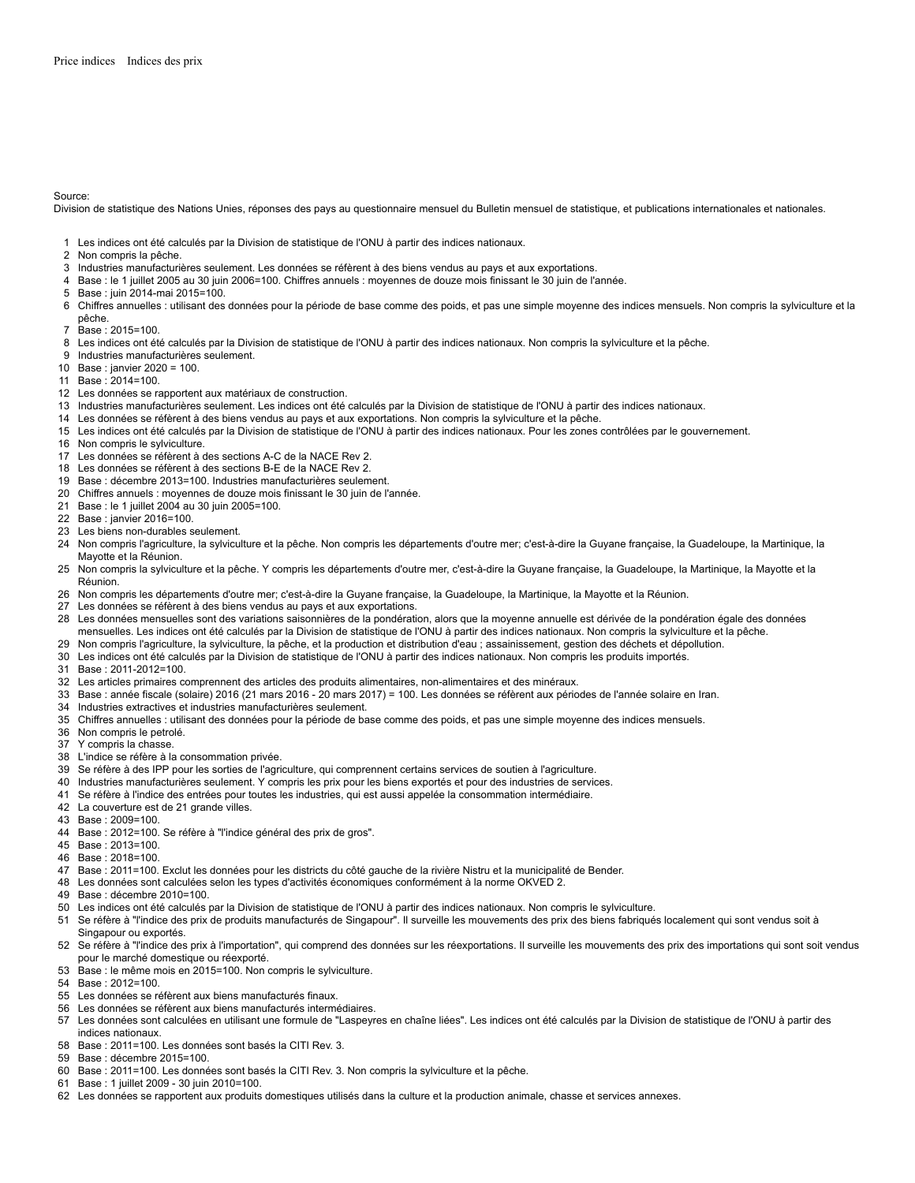Price indices    Indices des prix

Source:
Division de statistique des Nations Unies, réponses des pays au questionnaire mensuel du Bulletin mensuel de statistique, et publications internationales et nationales.

1. Les indices ont été calculés par la Division de statistique de l'ONU à partir des indices nationaux.
2. Non compris la pêche.
3. Industries manufacturières seulement. Les données se réfèrent à des biens vendus au pays et aux exportations.
4. Base : le 1 juillet 2005 au 30 juin 2006=100. Chiffres annuels : moyennes de douze mois finissant le 30 juin de l'année.
5. Base : juin 2014-mai 2015=100.
6. Chiffres annuelles : utilisant des données pour la période de base comme des poids, et pas une simple moyenne des indices mensuels. Non compris la sylviculture et la pêche.
7. Base : 2015=100.
8. Les indices ont été calculés par la Division de statistique de l'ONU à partir des indices nationaux. Non compris la sylviculture et la pêche.
9. Industries manufacturières seulement.
10. Base : janvier 2020 = 100.
11. Base : 2014=100.
12. Les données se rapportent aux matériaux de construction.
13. Industries manufacturières seulement. Les indices ont été calculés par la Division de statistique de l'ONU à partir des indices nationaux.
14. Les données se réfèrent à des biens vendus au pays et aux exportations. Non compris la sylviculture et la pêche.
15. Les indices ont été calculés par la Division de statistique de l'ONU à partir des indices nationaux. Pour les zones contrôlées par le gouvernement.
16. Non compris le sylviculture.
17. Les données se réfèrent à des sections A-C de la NACE Rev 2.
18. Les données se réfèrent à des sections B-E de la NACE Rev 2.
19. Base : décembre 2013=100. Industries manufacturières seulement.
20. Chiffres annuels : moyennes de douze mois finissant le 30 juin de l'année.
21. Base : le 1 juillet 2004 au 30 juin 2005=100.
22. Base : janvier 2016=100.
23. Les biens non-durables seulement.
24. Non compris l'agriculture, la sylviculture et la pêche. Non compris les départements d'outre mer; c'est-à-dire la Guyane française, la Guadeloupe, la Martinique, la Mayotte et la Réunion.
25. Non compris la sylviculture et la pêche. Y compris les départements d'outre mer, c'est-à-dire la Guyane française, la Guadeloupe, la Martinique, la Mayotte et la Réunion.
26. Non compris les départements d'outre mer; c'est-à-dire la Guyane française, la Guadeloupe, la Martinique, la Mayotte et la Réunion.
27. Les données se réfèrent à des biens vendus au pays et aux exportations.
28. Les données mensuelles sont des variations saisonnières de la pondération, alors que la moyenne annuelle est dérivée de la pondération égale des données mensuelles. Les indices ont été calculés par la Division de statistique de l'ONU à partir des indices nationaux. Non compris la sylviculture et la pêche.
29. Non compris l'agriculture, la sylviculture, la pêche, et la production et distribution d'eau ; assainissement, gestion des déchets et dépollution.
30. Les indices ont été calculés par la Division de statistique de l'ONU à partir des indices nationaux. Non compris les produits importés.
31. Base : 2011-2012=100.
32. Les articles primaires comprennent des articles des produits alimentaires, non-alimentaires et des minéraux.
33. Base : année fiscale (solaire) 2016 (21 mars 2016 - 20 mars 2017) = 100. Les données se réfèrent aux périodes de l'année solaire en Iran.
34. Industries extractives et industries manufacturières seulement.
35. Chiffres annuelles : utilisant des données pour la période de base comme des poids, et pas une simple moyenne des indices mensuels.
36. Non compris le petrolé.
37. Y compris la chasse.
38. L'indice se réfère à la consommation privée.
39. Se réfère à des IPP pour les sorties de l'agriculture, qui comprennent certains services de soutien à l'agriculture.
40. Industries manufacturières seulement. Y compris les prix pour les biens exportés et pour des industries de services.
41. Se réfère à l'indice des entrées pour toutes les industries, qui est aussi appelée la consommation intermédiaire.
42. La couverture est de 21 grande villes.
43. Base : 2009=100.
44. Base : 2012=100. Se réfère à "l'indice général des prix de gros".
45. Base : 2013=100.
46. Base : 2018=100.
47. Base : 2011=100. Exclut les données pour les districts du côté gauche de la rivière Nistru et la municipalité de Bender.
48. Les données sont calculées selon les types d'activités économiques conformément à la norme OKVED 2.
49. Base : décembre 2010=100.
50. Les indices ont été calculés par la Division de statistique de l'ONU à partir des indices nationaux. Non compris le sylviculture.
51. Se réfère à "l'indice des prix de produits manufacturés de Singapour". Il surveille les mouvements des prix des biens fabriqués localement qui sont vendus soit à Singapour ou exportés.
52. Se réfère à "l'indice des prix à l'importation", qui comprend des données sur les réexportations. Il surveille les mouvements des prix des importations qui sont soit vendus pour le marché domestique ou réexporté.
53. Base : le même mois en 2015=100. Non compris le sylviculture.
54. Base : 2012=100.
55. Les données se réfèrent aux biens manufacturés finaux.
56. Les données se réfèrent aux biens manufacturés intermédiaires.
57. Les données sont calculées en utilisant une formule de "Laspeyres en chaîne liées". Les indices ont été calculés par la Division de statistique de l'ONU à partir des indices nationaux.
58. Base : 2011=100. Les données sont basés la CITI Rev. 3.
59. Base : décembre 2015=100.
60. Base : 2011=100. Les données sont basés la CITI Rev. 3. Non compris la sylviculture et la pêche.
61. Base : 1 juillet 2009 - 30 juin 2010=100.
62. Les données se rapportent aux produits domestiques utilisés dans la culture et la production animale, chasse et services annexes.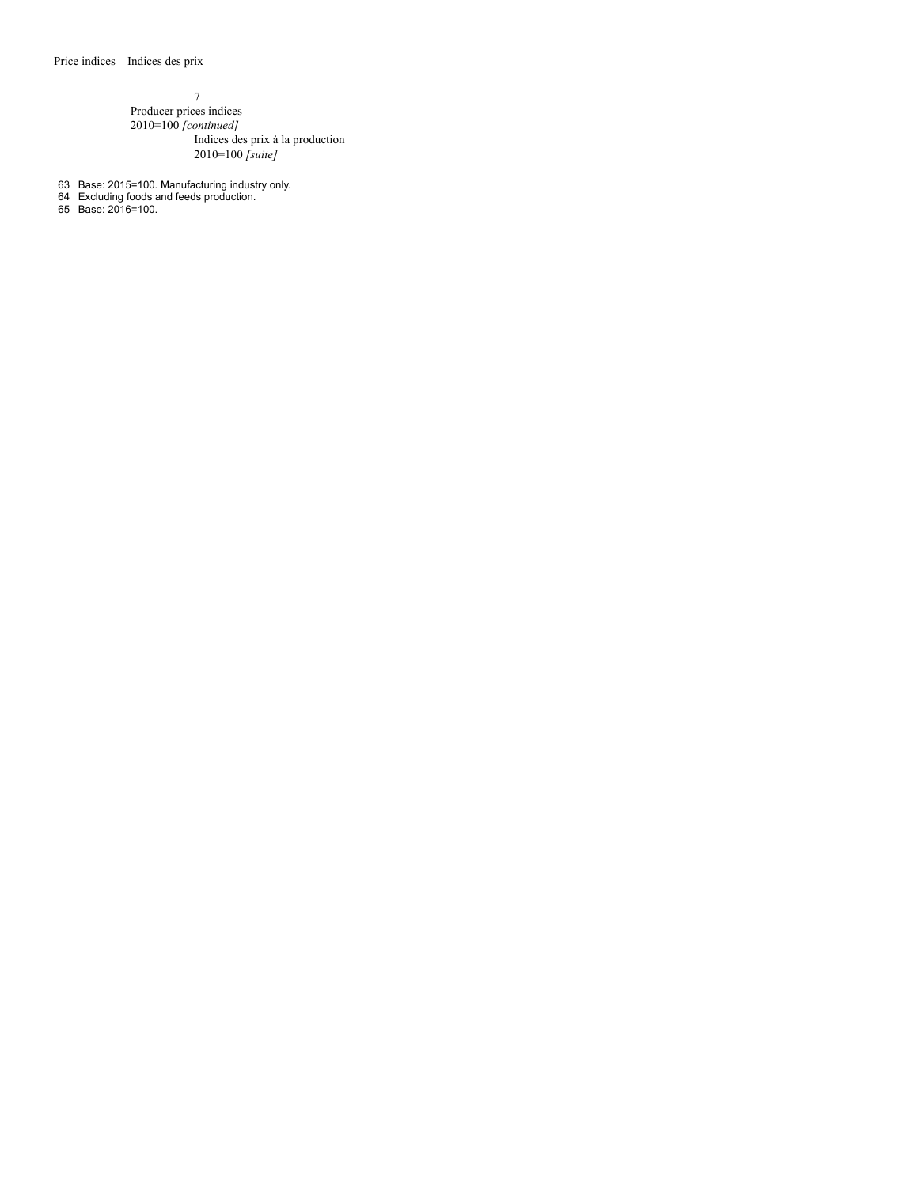7

Producer prices indices
2010=100 *[continued]*

Indices des prix à la production
2010=100 *[suite]*

63 Base: 2015=100. Manufacturing industry only.
64 Excluding foods and feeds production.
65 Base: 2016=100.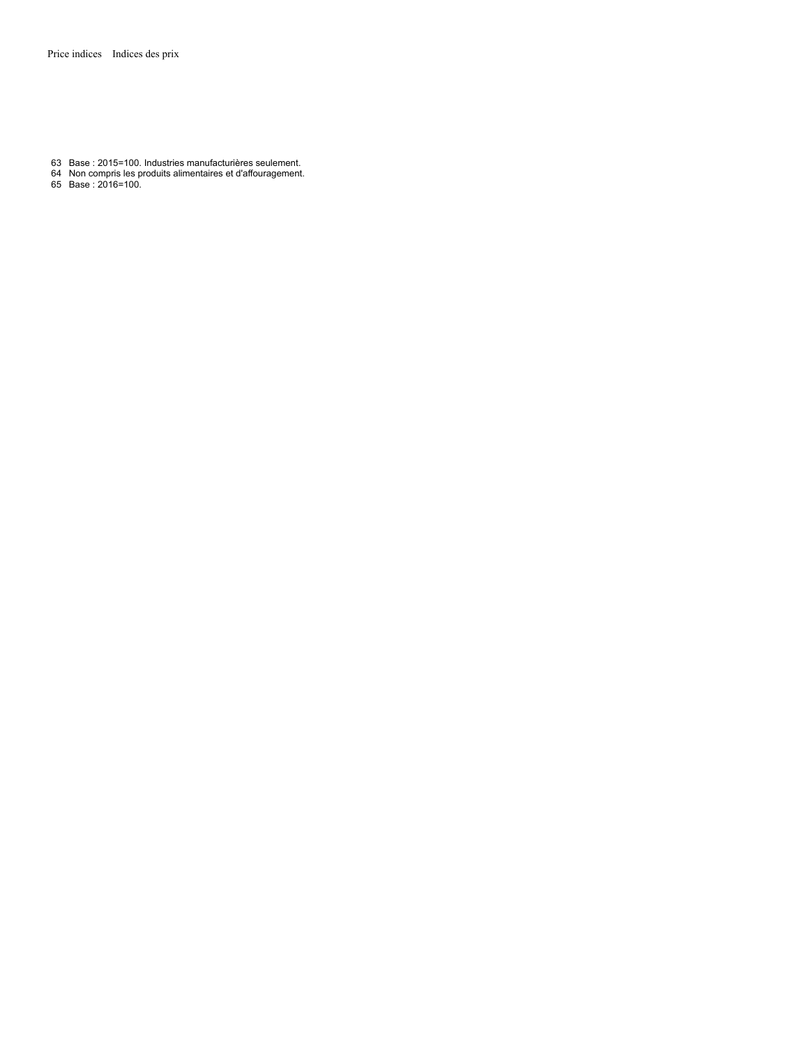63 Base : 2015=100. Industries manufacturières seulement.
64 Non compris les produits alimentaires et d'affouragement.
65 Base : 2016=100.